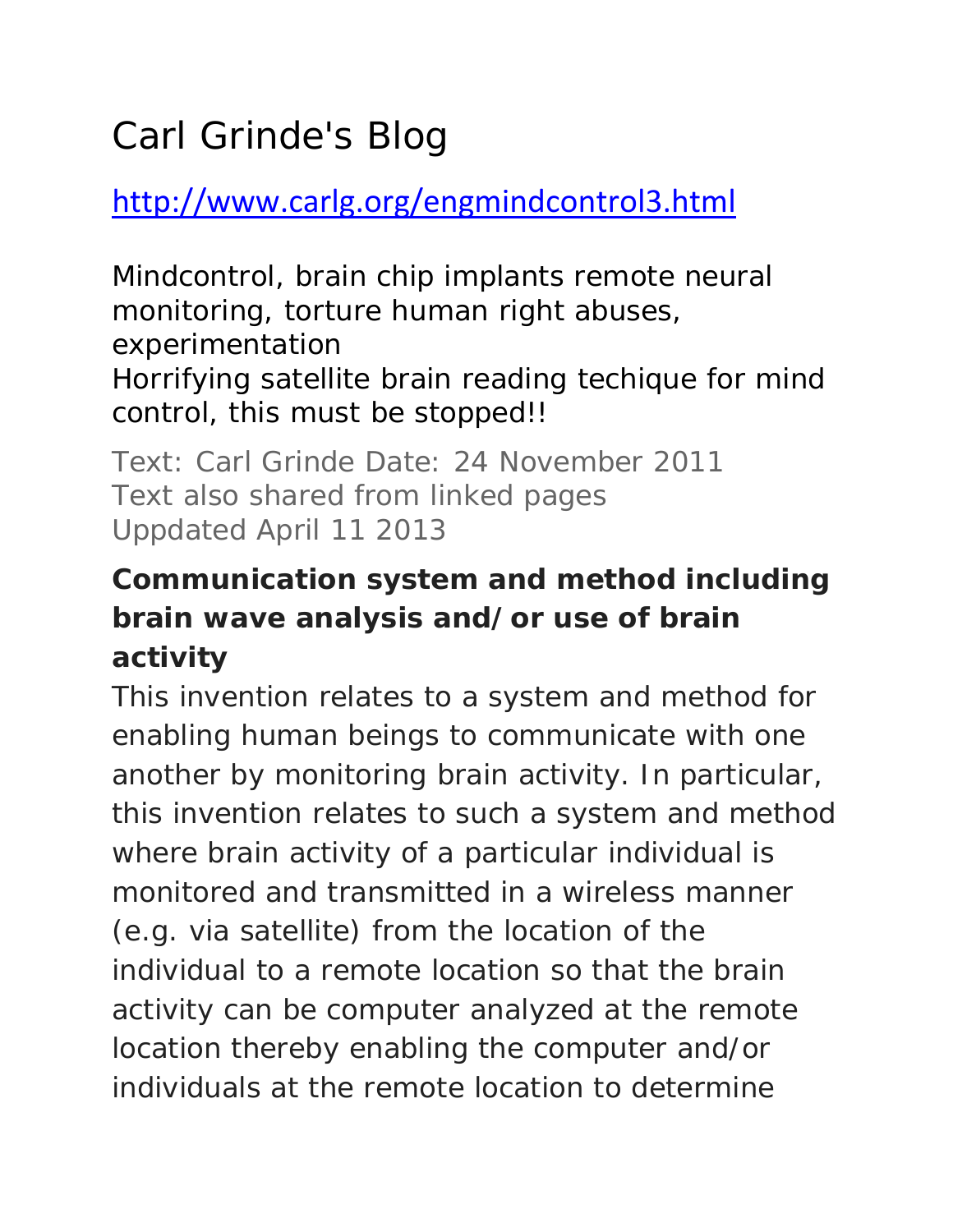# Carl Grinde's Blog

http://www.carlg.org/engmindcontrol3.html

Mindcontrol, brain chip implants remote neural monitoring, torture human right abuses, experimentation
Horrifying satellite brain reading techique for mind control, this must be stopped!!

Text: Carl Grinde Date: 24 November 2011
Text also shared from linked pages
Uppdated April 11 2013

**Communication system and method including brain wave analysis and/or use of brain activity**

This invention relates to a system and method for enabling human beings to communicate with one another by monitoring brain activity. In particular, this invention relates to such a system and method where brain activity of a particular individual is monitored and transmitted in a wireless manner (e.g. via satellite) from the location of the individual to a remote location so that the brain activity can be computer analyzed at the remote location thereby enabling the computer and/or individuals at the remote location to determine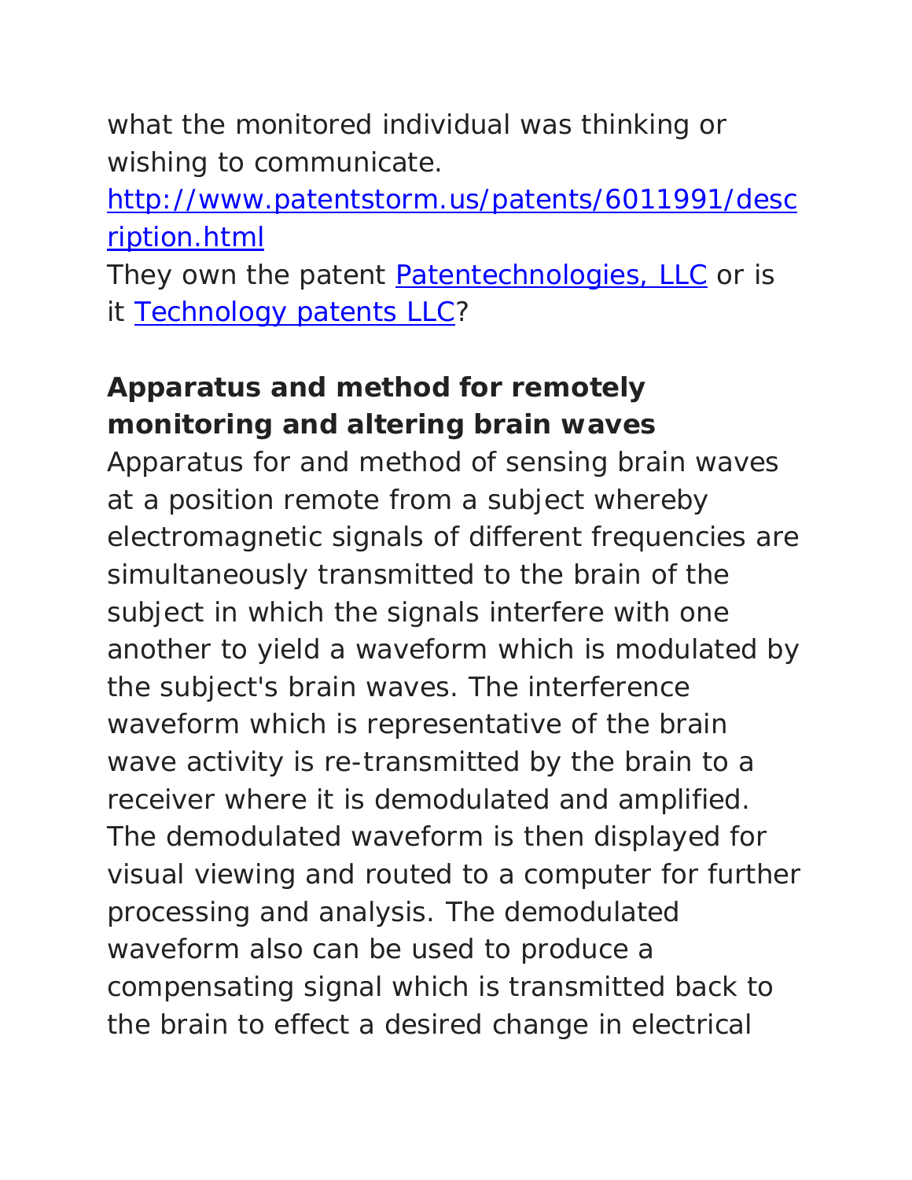what the monitored individual was thinking or wishing to communicate.

[http://www.patentstorm.us/patents/6011991/description.html](http://www.patentstorm.us/patents/6011991/description.html)

They own the patent [Patentechnologies, LLC]() or is it [Technology patents LLC]()?

**Apparatus and method for remotely monitoring and altering brain waves**

Apparatus for and method of sensing brain waves at a position remote from a subject whereby electromagnetic signals of different frequencies are simultaneously transmitted to the brain of the subject in which the signals interfere with one another to yield a waveform which is modulated by the subject's brain waves. The interference waveform which is representative of the brain wave activity is re-transmitted by the brain to a receiver where it is demodulated and amplified. The demodulated waveform is then displayed for visual viewing and routed to a computer for further processing and analysis. The demodulated waveform also can be used to produce a compensating signal which is transmitted back to the brain to effect a desired change in electrical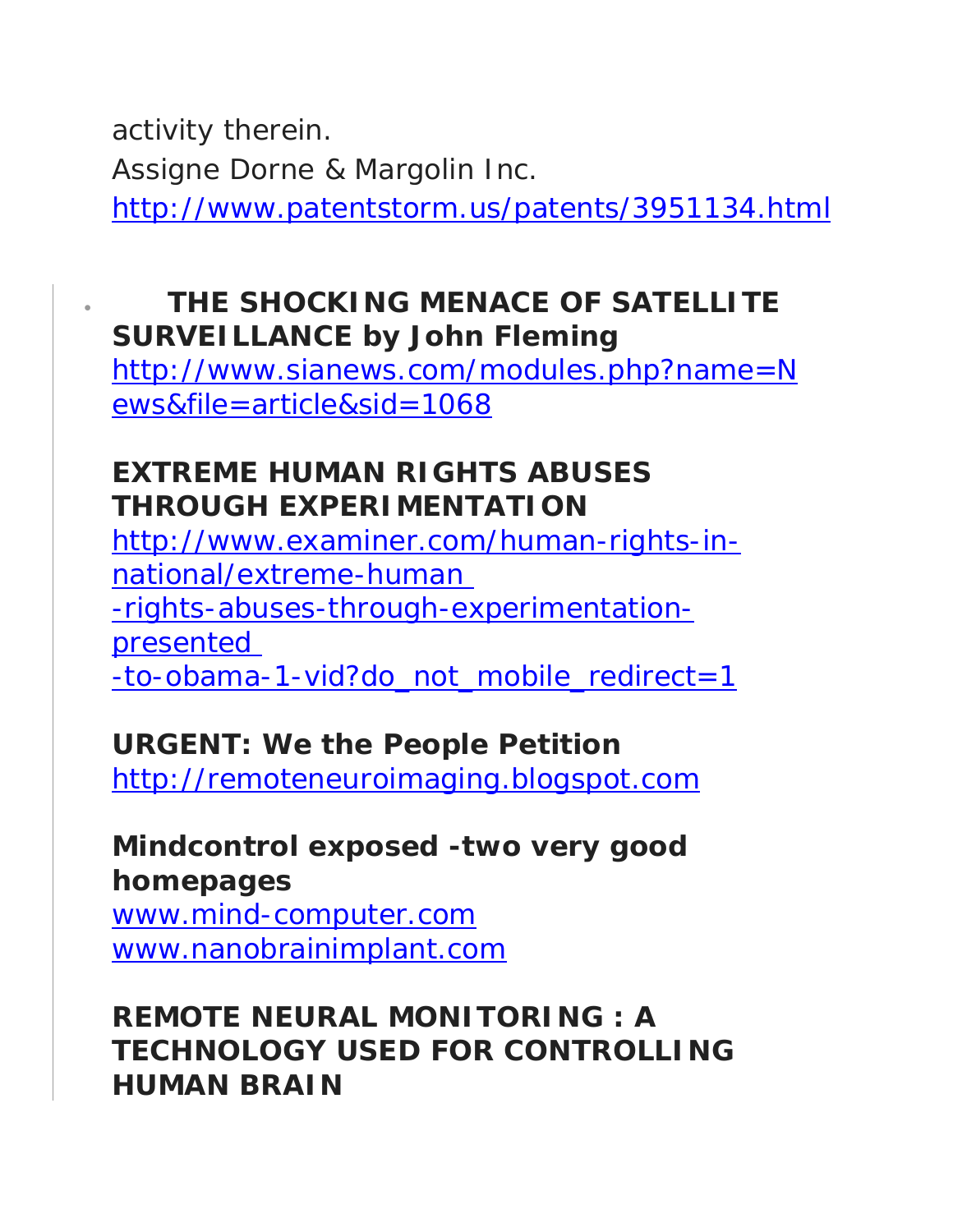activity therein.
Assigne Dorne & Margolin Inc.
http://www.patentstorm.us/patents/3951134.html

- **THE SHOCKING MENACE OF SATELLITE SURVEILLANCE by John Fleming**
  http://www.sianews.com/modules.php?name=News&file=article&sid=1068

  **EXTREME HUMAN RIGHTS ABUSES THROUGH EXPERIMENTATION**
  http://www.examiner.com/human-rights-in-national/extreme-human-rights-abuses-through-experimentation-presented-to-obama-1-vid?do_not_mobile_redirect=1

  **URGENT: We the People Petition**
  http://remoteneuroimaging.blogspot.com

  **Mindcontrol exposed -two very good homepages**
  www.mind-computer.com
  www.nanobrainimplant.com

  **REMOTE NEURAL MONITORING : A TECHNOLOGY USED FOR CONTROLLING HUMAN BRAIN**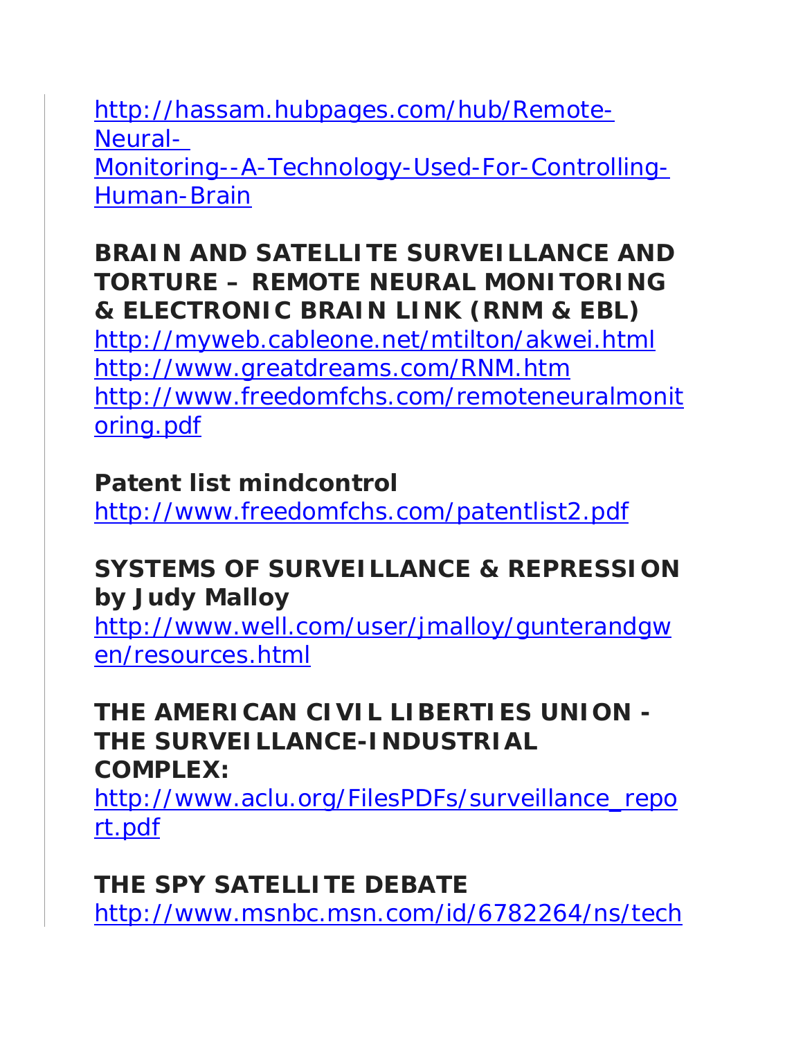http://hassam.hubpages.com/hub/Remote-Neural-Monitoring--A-Technology-Used-For-Controlling-Human-Brain

**BRAIN AND SATELLITE SURVEILLANCE AND TORTURE – REMOTE NEURAL MONITORING & ELECTRONIC BRAIN LINK (RNM & EBL)**
http://myweb.cableone.net/mtilton/akwei.html
http://www.greatdreams.com/RNM.htm
http://www.freedomfchs.com/remoteneuralmonitoring.pdf

**Patent list mindcontrol**
http://www.freedomfchs.com/patentlist2.pdf

**SYSTEMS OF SURVEILLANCE & REPRESSION by Judy Malloy**
http://www.well.com/user/jmalloy/gunterandgwen/resources.html

**THE AMERICAN CIVIL LIBERTIES UNION - THE SURVEILLANCE-INDUSTRIAL COMPLEX:**
http://www.aclu.org/FilesPDFs/surveillance_report.pdf

**THE SPY SATELLITE DEBATE**
http://www.msnbc.msn.com/id/6782264/ns/tech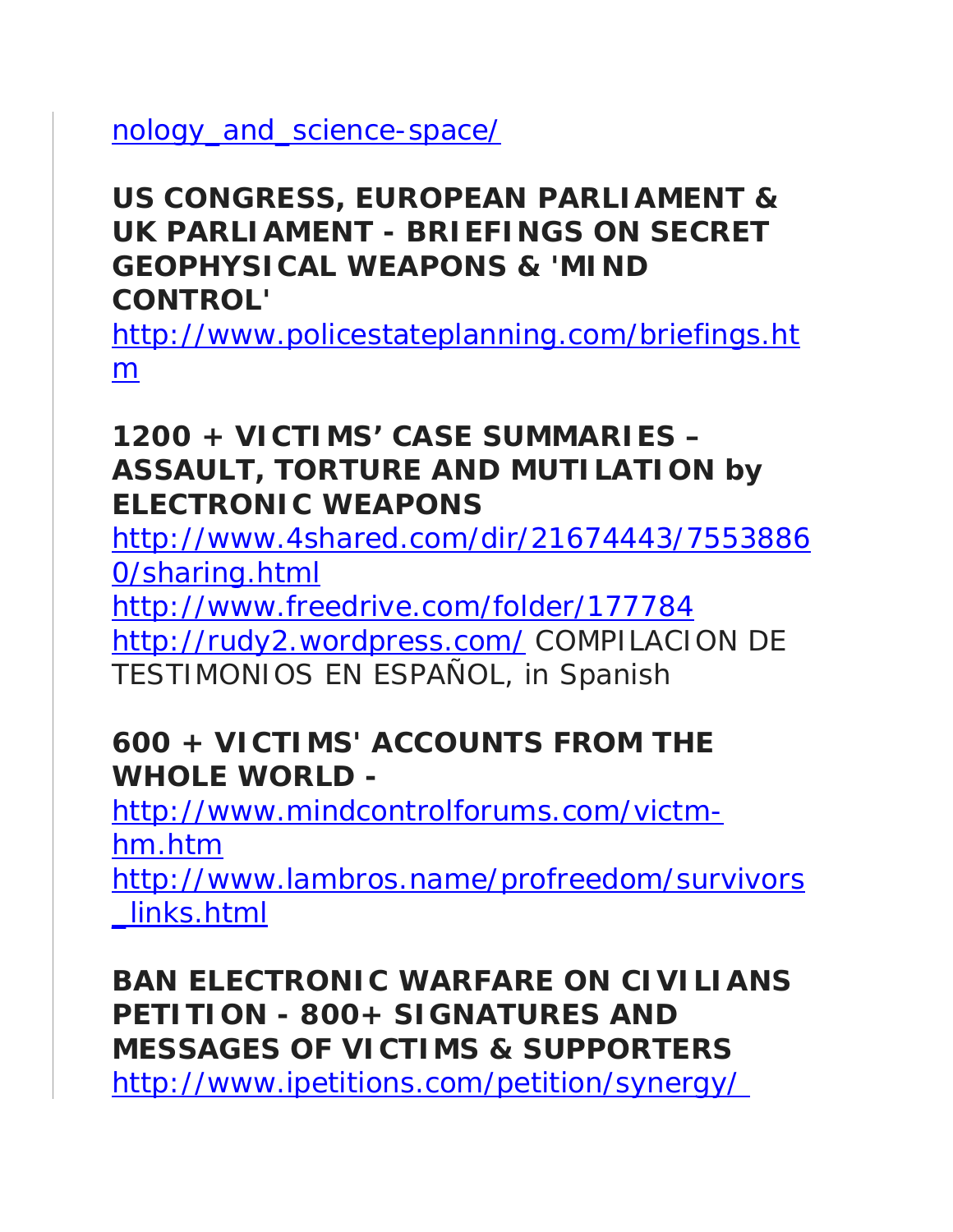nology_and_science-space/

**US CONGRESS, EUROPEAN PARLIAMENT & UK PARLIAMENT - BRIEFINGS ON SECRET GEOPHYSICAL WEAPONS & 'MIND CONTROL'**
http://www.policestateplanning.com/briefings.htm

**1200 + VICTIMS' CASE SUMMARIES – ASSAULT, TORTURE AND MUTILATION by ELECTRONIC WEAPONS**
http://www.4shared.com/dir/21674443/75538860/sharing.html
http://www.freedrive.com/folder/177784
http://rudy2.wordpress.com/ COMPILACION DE TESTIMONIOS EN ESPAÑOL, in Spanish

**600 + VICTIMS' ACCOUNTS FROM THE WHOLE WORLD -**
http://www.mindcontrolforums.com/victm-hm.htm
http://www.lambros.name/profreedom/survivors_links.html

**BAN ELECTRONIC WARFARE ON CIVILIANS PETITION - 800+ SIGNATURES AND MESSAGES OF VICTIMS & SUPPORTERS**
http://www.ipetitions.com/petition/synergy/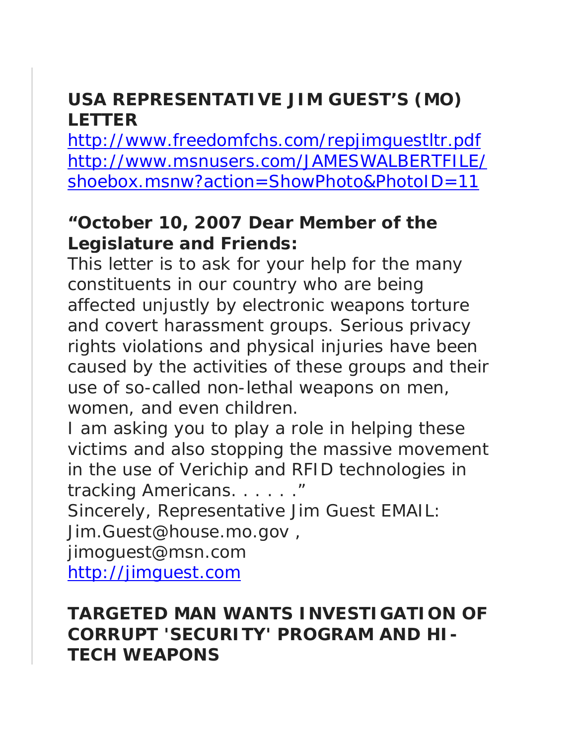**USA REPRESENTATIVE JIM GUEST'S (MO) LETTER**

http://www.freedomfchs.com/repjimguestltr.pdf
http://www.msnusers.com/JAMESWALBERTFILE/shoebox.msnw?action=ShowPhoto&PhotoID=11

**"October 10, 2007 Dear Member of the Legislature and Friends:**

This letter is to ask for your help for the many constituents in our country who are being affected unjustly by electronic weapons torture and covert harassment groups. Serious privacy rights violations and physical injuries have been caused by the activities of these groups and their use of so-called non-lethal weapons on men, women, and even children.

I am asking you to play a role in helping these victims and also stopping the massive movement in the use of Verichip and RFID technologies in tracking Americans. . . . . ."

Sincerely, Representative Jim Guest EMAIL:
Jim.Guest@house.mo.gov ,
jimoguest@msn.com
http://jimguest.com

**TARGETED MAN WANTS INVESTIGATION OF CORRUPT 'SECURITY' PROGRAM AND HI-TECH WEAPONS**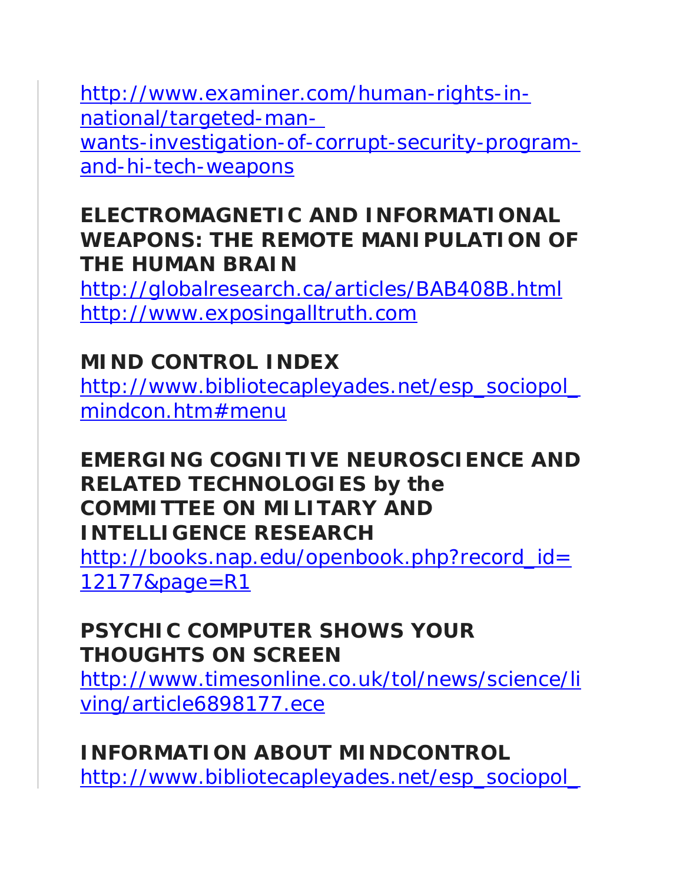http://www.examiner.com/human-rights-in-national/targeted-man-wants-investigation-of-corrupt-security-program-and-hi-tech-weapons

**ELECTROMAGNETIC AND INFORMATIONAL WEAPONS: THE REMOTE MANIPULATION OF THE HUMAN BRAIN**
http://globalresearch.ca/articles/BAB408B.html
http://www.exposingalltruth.com

**MIND CONTROL INDEX**
http://www.bibliotecapleyades.net/esp_sociopol_mindcon.htm#menu

**EMERGING COGNITIVE NEUROSCIENCE AND RELATED TECHNOLOGIES by the COMMITTEE ON MILITARY AND INTELLIGENCE RESEARCH**
http://books.nap.edu/openbook.php?record_id=12177&page=R1

**PSYCHIC COMPUTER SHOWS YOUR THOUGHTS ON SCREEN**
http://www.timesonline.co.uk/tol/news/science/living/article6898177.ece

**INFORMATION ABOUT MINDCONTROL**
http://www.bibliotecapleyades.net/esp_sociopol_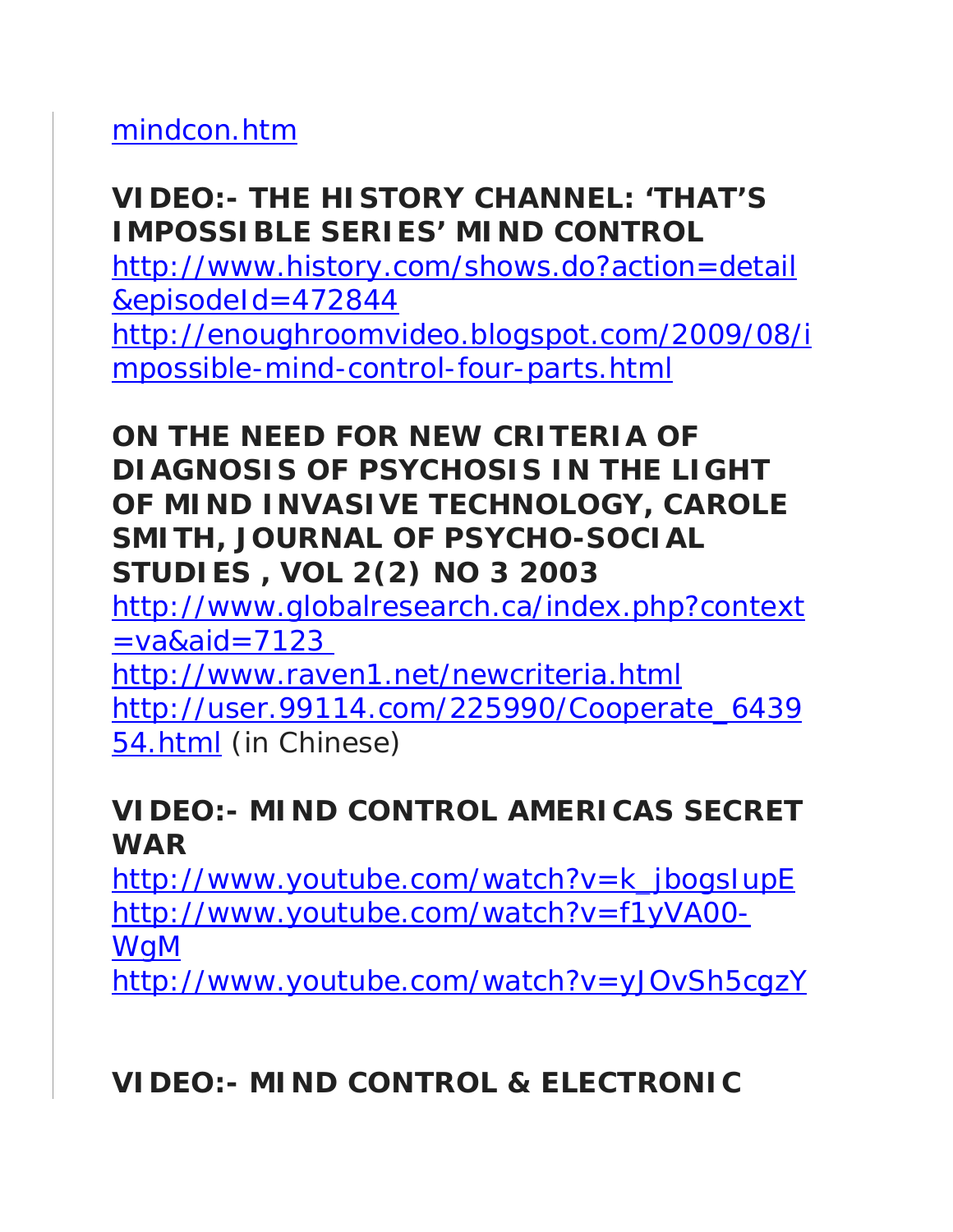mindcon.htm

**VIDEO:- THE HISTORY CHANNEL: 'THAT'S IMPOSSIBLE SERIES' MIND CONTROL**

http://www.history.com/shows.do?action=detail&episodeId=472844
http://enoughroomvideo.blogspot.com/2009/08/impossible-mind-control-four-parts.html

**ON THE NEED FOR NEW CRITERIA OF DIAGNOSIS OF PSYCHOSIS IN THE LIGHT OF MIND INVASIVE TECHNOLOGY, CAROLE SMITH, JOURNAL OF PSYCHO-SOCIAL STUDIES , VOL 2(2) NO 3 2003**

http://www.globalresearch.ca/index.php?context=va&aid=7123
http://www.raven1.net/newcriteria.html
http://user.99114.com/225990/Cooperate_643954.html (in Chinese)

**VIDEO:- MIND CONTROL AMERICAS SECRET WAR**

http://www.youtube.com/watch?v=k_jbogsIupE
http://www.youtube.com/watch?v=f1yVA00-WgM
http://www.youtube.com/watch?v=yJOvSh5cgzY

**VIDEO:- MIND CONTROL & ELECTRONIC**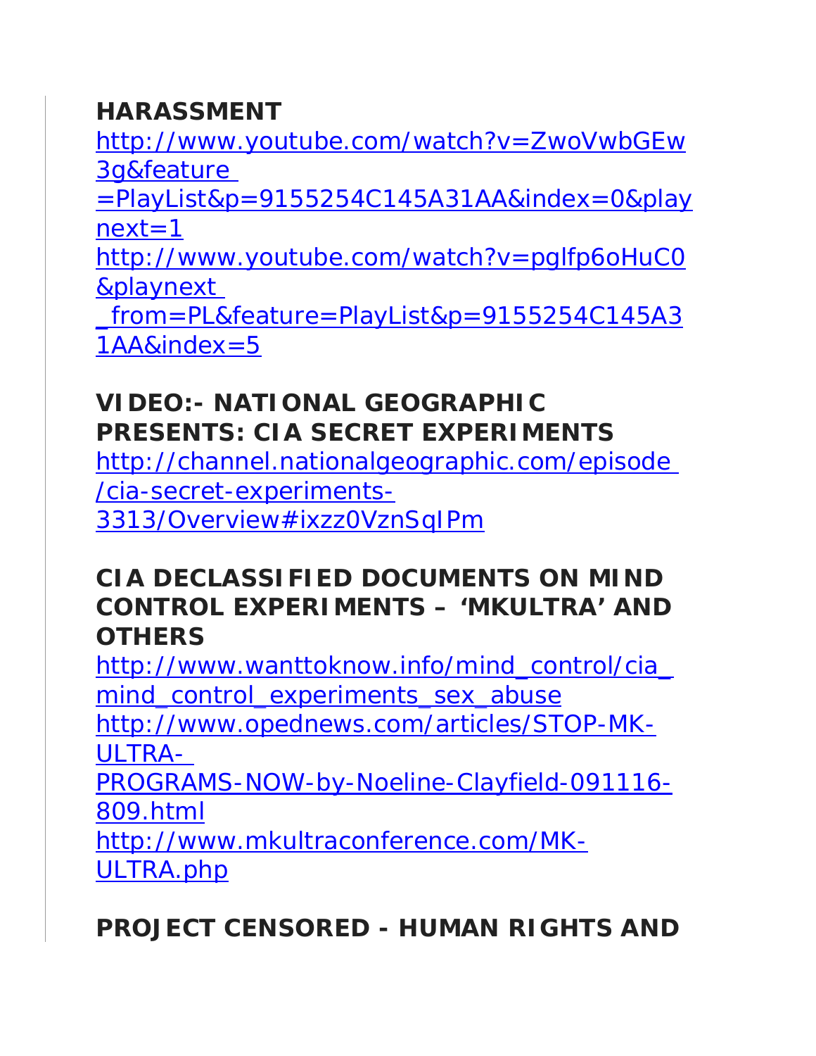**HARASSMENT**

http://www.youtube.com/watch?v=ZwoVwbGEw3g&feature=PlayList&p=9155254C145A31AA&index=0&playnext=1

http://www.youtube.com/watch?v=pglfp6oHuC0&playnext_from=PL&feature=PlayList&p=9155254C145A31AA&index=5

**VIDEO:- NATIONAL GEOGRAPHIC PRESENTS: CIA SECRET EXPERIMENTS**

http://channel.nationalgeographic.com/episode/cia-secret-experiments-3313/Overview#ixzz0VznSqIPm

**CIA DECLASSIFIED DOCUMENTS ON MIND CONTROL EXPERIMENTS – 'MKULTRA' AND OTHERS**

http://www.wanttoknow.info/mind_control/cia_mind_control_experiments_sex_abuse

http://www.opednews.com/articles/STOP-MK-ULTRA-PROGRAMS-NOW-by-Noeline-Clayfield-091116-809.html

http://www.mkultraconference.com/MK-ULTRA.php

**PROJECT CENSORED - HUMAN RIGHTS AND**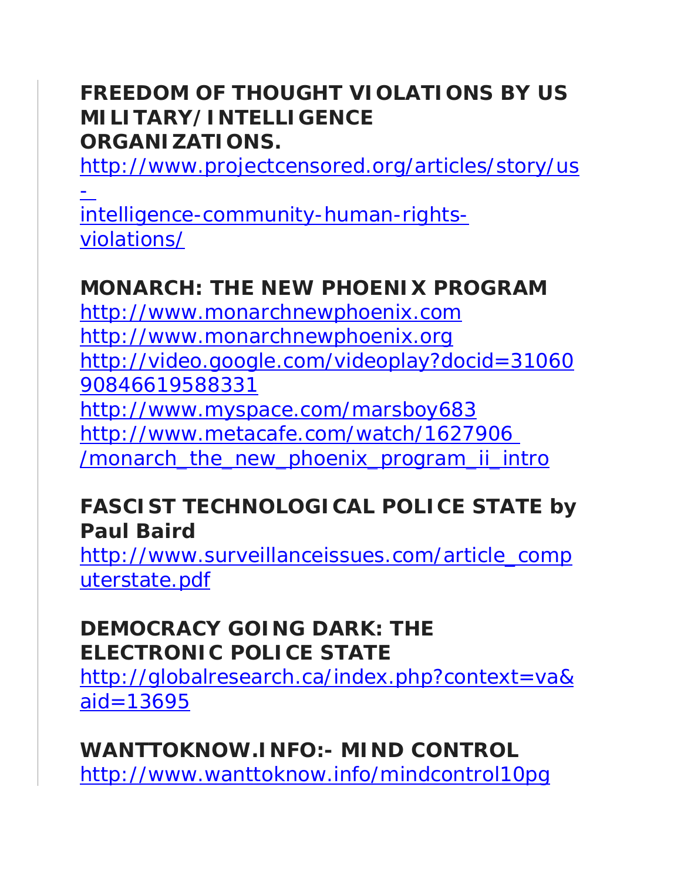**FREEDOM OF THOUGHT VIOLATIONS BY US MILITARY/INTELLIGENCE ORGANIZATIONS.**
http://www.projectcensored.org/articles/story/us-intelligence-community-human-rights-violations/

**MONARCH: THE NEW PHOENIX PROGRAM**
http://www.monarchnewphoenix.com
http://www.monarchnewphoenix.org
http://video.google.com/videoplay?docid=3106090846619588331
http://www.myspace.com/marsboy683
http://www.metacafe.com/watch/1627906/monarch_the_new_phoenix_program_ii_intro

**FASCIST TECHNOLOGICAL POLICE STATE by Paul Baird**
http://www.surveillanceissues.com/article_computerstate.pdf

**DEMOCRACY GOING DARK: THE ELECTRONIC POLICE STATE**
http://globalresearch.ca/index.php?context=va&aid=13695

**WANTTOKNOW.INFO:- MIND CONTROL**
http://www.wanttoknow.info/mindcontrol10pg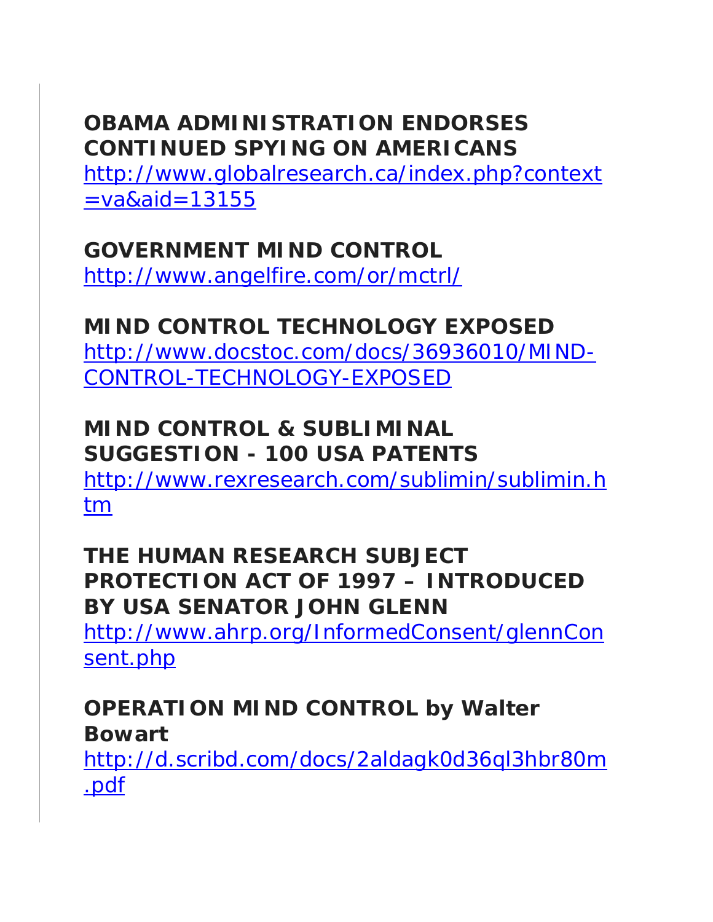**OBAMA ADMINISTRATION ENDORSES CONTINUED SPYING ON AMERICANS**
http://www.globalresearch.ca/index.php?context=va&aid=13155

**GOVERNMENT MIND CONTROL**
http://www.angelfire.com/or/mctrl/

**MIND CONTROL TECHNOLOGY EXPOSED**
http://www.docstoc.com/docs/36936010/MIND-CONTROL-TECHNOLOGY-EXPOSED

**MIND CONTROL & SUBLIMINAL SUGGESTION - 100 USA PATENTS**
http://www.rexresearch.com/sublimin/sublimin.htm

**THE HUMAN RESEARCH SUBJECT PROTECTION ACT OF 1997 – INTRODUCED BY USA SENATOR JOHN GLENN**
http://www.ahrp.org/InformedConsent/glennConsent.php

**OPERATION MIND CONTROL by Walter Bowart**
http://d.scribd.com/docs/2aldagk0d36ql3hbr80m.pdf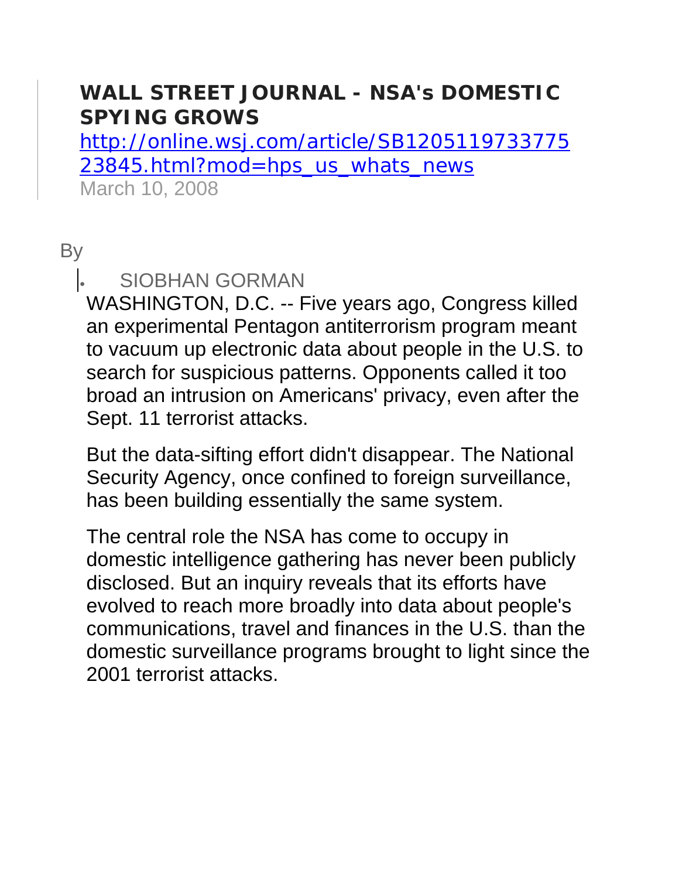## WALL STREET JOURNAL - NSA's DOMESTIC SPYING GROWS

http://online.wsj.com/article/SB120511973377523845.html?mod=hps_us_whats_news

March 10, 2008

By

- SIOBHAN GORMAN

WASHINGTON, D.C. -- Five years ago, Congress killed an experimental Pentagon antiterrorism program meant to vacuum up electronic data about people in the U.S. to search for suspicious patterns. Opponents called it too broad an intrusion on Americans' privacy, even after the Sept. 11 terrorist attacks.

But the data-sifting effort didn't disappear. The National Security Agency, once confined to foreign surveillance, has been building essentially the same system.

The central role the NSA has come to occupy in domestic intelligence gathering has never been publicly disclosed. But an inquiry reveals that its efforts have evolved to reach more broadly into data about people's communications, travel and finances in the U.S. than the domestic surveillance programs brought to light since the 2001 terrorist attacks.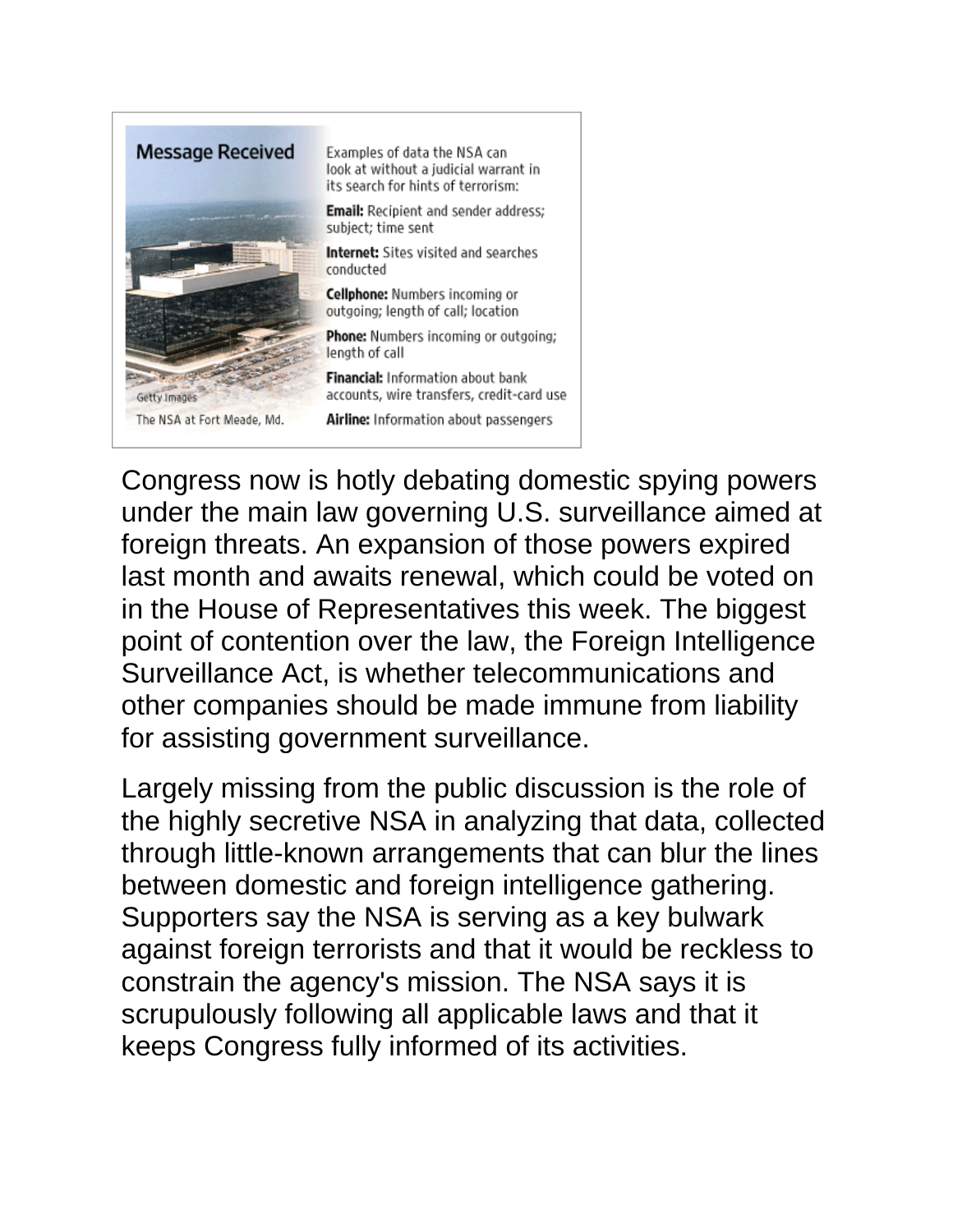**Message Received**

Examples of data the NSA can look at without a judicial warrant in its search for hints of terrorism:

**Email:** Recipient and sender address; subject; time sent

**Internet:** Sites visited and searches conducted

**Cellphone:** Numbers incoming or outgoing; length of call; location

**Phone:** Numbers incoming or outgoing; length of call

**Financial:** Information about bank accounts, wire transfers, credit-card use

**Airline:** Information about passengers

Getty Images

The NSA at Fort Meade, Md.

Congress now is hotly debating domestic spying powers under the main law governing U.S. surveillance aimed at foreign threats. An expansion of those powers expired last month and awaits renewal, which could be voted on in the House of Representatives this week. The biggest point of contention over the law, the Foreign Intelligence Surveillance Act, is whether telecommunications and other companies should be made immune from liability for assisting government surveillance.

Largely missing from the public discussion is the role of the highly secretive NSA in analyzing that data, collected through little-known arrangements that can blur the lines between domestic and foreign intelligence gathering. Supporters say the NSA is serving as a key bulwark against foreign terrorists and that it would be reckless to constrain the agency's mission. The NSA says it is scrupulously following all applicable laws and that it keeps Congress fully informed of its activities.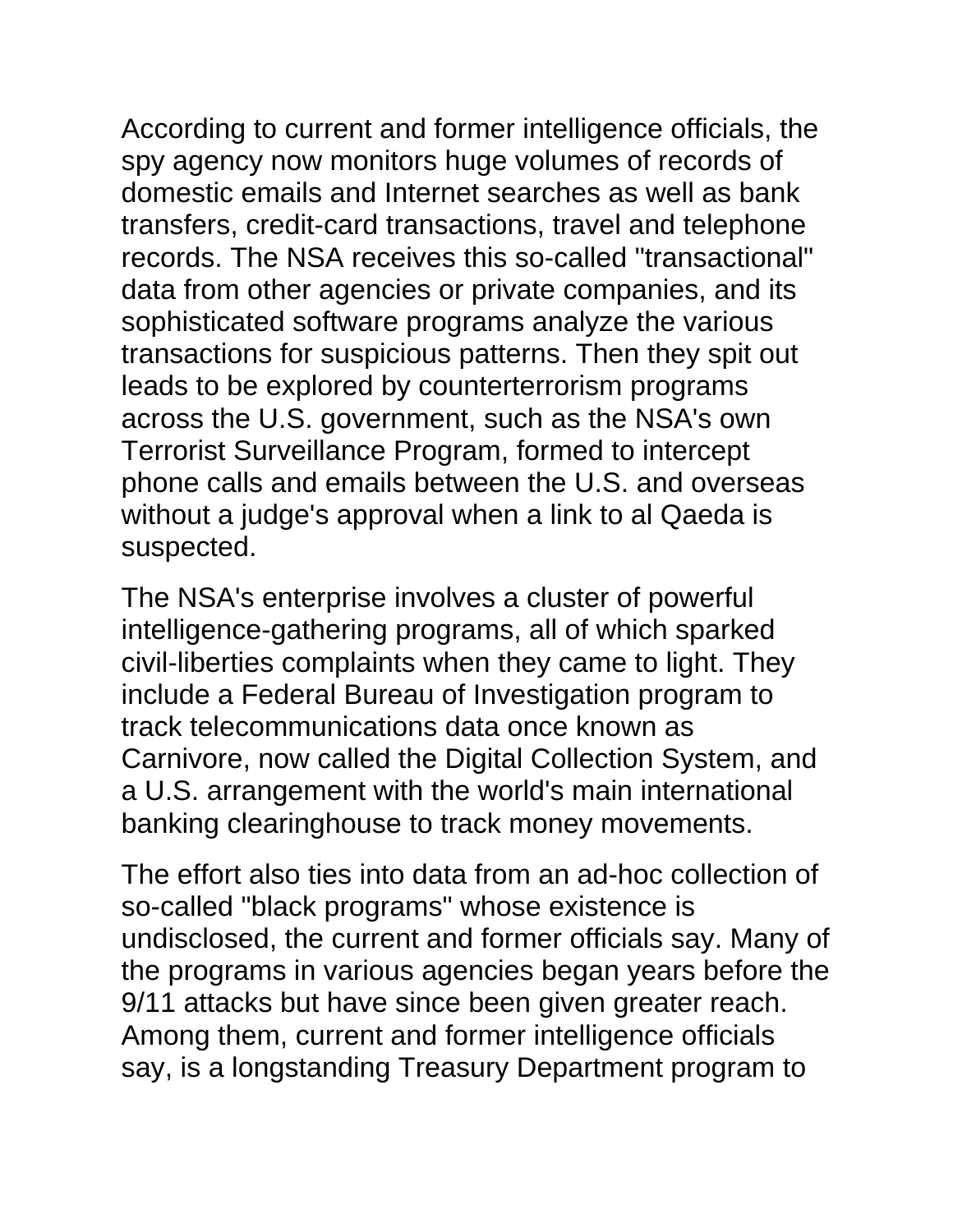According to current and former intelligence officials, the spy agency now monitors huge volumes of records of domestic emails and Internet searches as well as bank transfers, credit-card transactions, travel and telephone records. The NSA receives this so-called "transactional" data from other agencies or private companies, and its sophisticated software programs analyze the various transactions for suspicious patterns. Then they spit out leads to be explored by counterterrorism programs across the U.S. government, such as the NSA's own Terrorist Surveillance Program, formed to intercept phone calls and emails between the U.S. and overseas without a judge's approval when a link to al Qaeda is suspected.

The NSA's enterprise involves a cluster of powerful intelligence-gathering programs, all of which sparked civil-liberties complaints when they came to light. They include a Federal Bureau of Investigation program to track telecommunications data once known as Carnivore, now called the Digital Collection System, and a U.S. arrangement with the world's main international banking clearinghouse to track money movements.

The effort also ties into data from an ad-hoc collection of so-called "black programs" whose existence is undisclosed, the current and former officials say. Many of the programs in various agencies began years before the 9/11 attacks but have since been given greater reach. Among them, current and former intelligence officials say, is a longstanding Treasury Department program to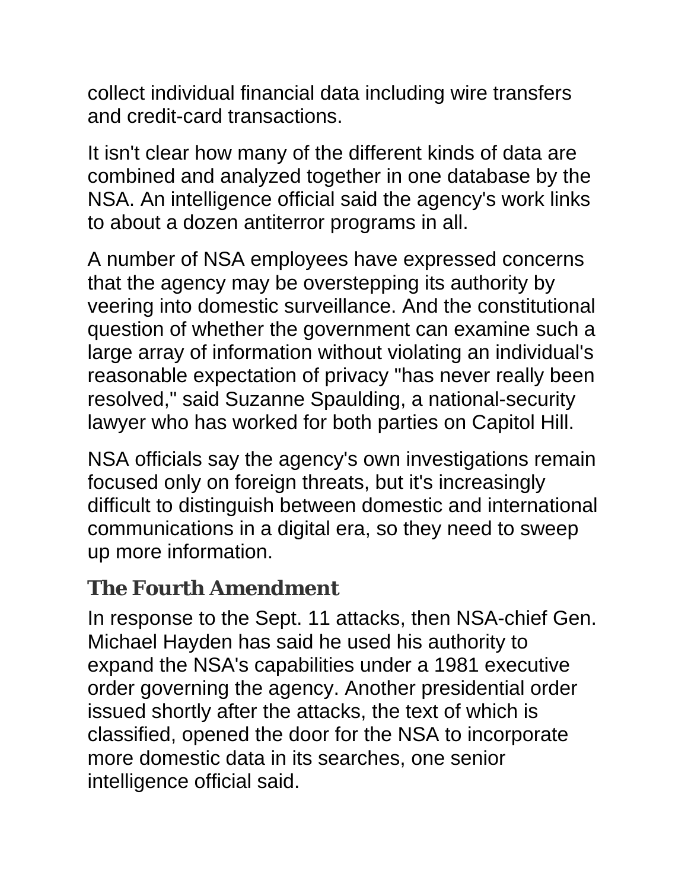collect individual financial data including wire transfers and credit-card transactions.

It isn't clear how many of the different kinds of data are combined and analyzed together in one database by the NSA. An intelligence official said the agency's work links to about a dozen antiterror programs in all.

A number of NSA employees have expressed concerns that the agency may be overstepping its authority by veering into domestic surveillance. And the constitutional question of whether the government can examine such a large array of information without violating an individual's reasonable expectation of privacy "has never really been resolved," said Suzanne Spaulding, a national-security lawyer who has worked for both parties on Capitol Hill.

NSA officials say the agency's own investigations remain focused only on foreign threats, but it's increasingly difficult to distinguish between domestic and international communications in a digital era, so they need to sweep up more information.

## The Fourth Amendment

In response to the Sept. 11 attacks, then NSA-chief Gen. Michael Hayden has said he used his authority to expand the NSA's capabilities under a 1981 executive order governing the agency. Another presidential order issued shortly after the attacks, the text of which is classified, opened the door for the NSA to incorporate more domestic data in its searches, one senior intelligence official said.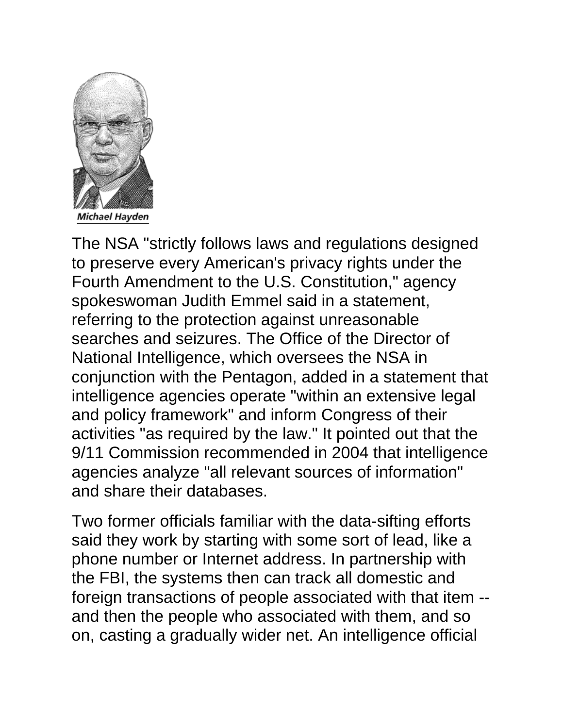Michael Hayden

The NSA "strictly follows laws and regulations designed to preserve every American's privacy rights under the Fourth Amendment to the U.S. Constitution," agency spokeswoman Judith Emmel said in a statement, referring to the protection against unreasonable searches and seizures. The Office of the Director of National Intelligence, which oversees the NSA in conjunction with the Pentagon, added in a statement that intelligence agencies operate "within an extensive legal and policy framework" and inform Congress of their activities "as required by the law." It pointed out that the 9/11 Commission recommended in 2004 that intelligence agencies analyze "all relevant sources of information" and share their databases.

Two former officials familiar with the data-sifting efforts said they work by starting with some sort of lead, like a phone number or Internet address. In partnership with the FBI, the systems then can track all domestic and foreign transactions of people associated with that item -- and then the people who associated with them, and so on, casting a gradually wider net. An intelligence official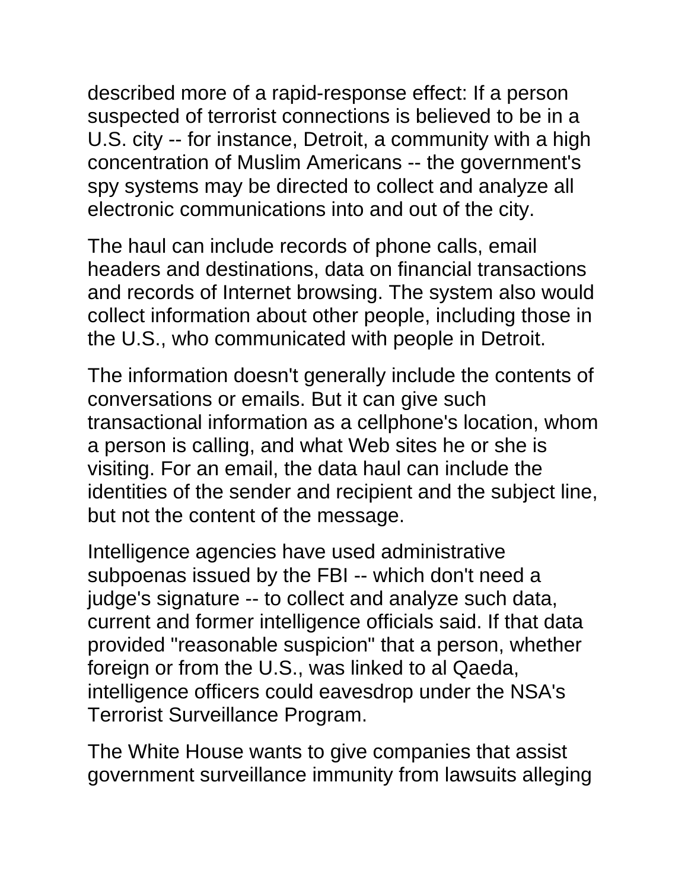described more of a rapid-response effect: If a person suspected of terrorist connections is believed to be in a U.S. city -- for instance, Detroit, a community with a high concentration of Muslim Americans -- the government's spy systems may be directed to collect and analyze all electronic communications into and out of the city.

The haul can include records of phone calls, email headers and destinations, data on financial transactions and records of Internet browsing. The system also would collect information about other people, including those in the U.S., who communicated with people in Detroit.

The information doesn't generally include the contents of conversations or emails. But it can give such transactional information as a cellphone's location, whom a person is calling, and what Web sites he or she is visiting. For an email, the data haul can include the identities of the sender and recipient and the subject line, but not the content of the message.

Intelligence agencies have used administrative subpoenas issued by the FBI -- which don't need a judge's signature -- to collect and analyze such data, current and former intelligence officials said. If that data provided "reasonable suspicion" that a person, whether foreign or from the U.S., was linked to al Qaeda, intelligence officers could eavesdrop under the NSA's Terrorist Surveillance Program.

The White House wants to give companies that assist government surveillance immunity from lawsuits alleging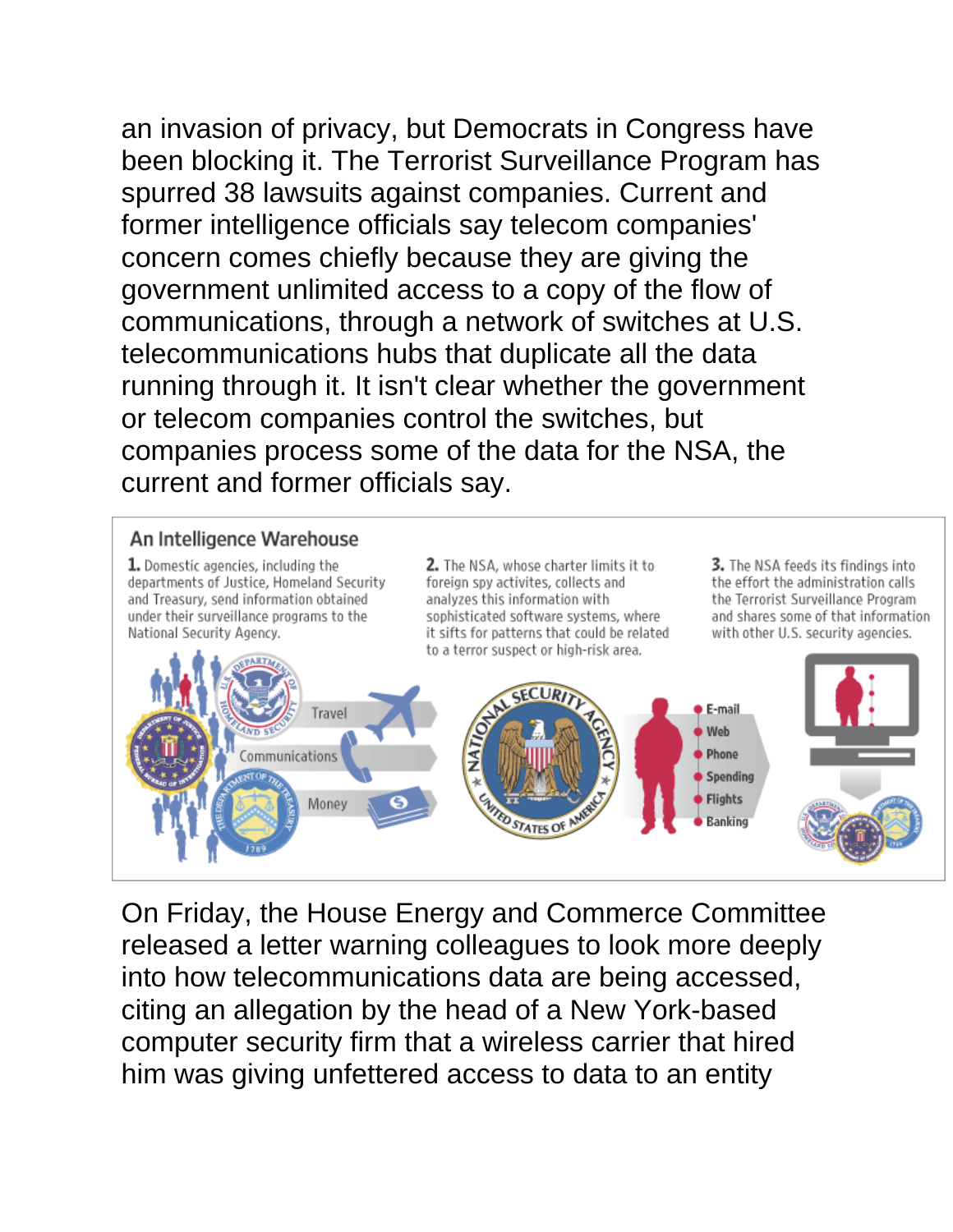an invasion of privacy, but Democrats in Congress have been blocking it. The Terrorist Surveillance Program has spurred 38 lawsuits against companies. Current and former intelligence officials say telecom companies' concern comes chiefly because they are giving the government unlimited access to a copy of the flow of communications, through a network of switches at U.S. telecommunications hubs that duplicate all the data running through it. It isn't clear whether the government or telecom companies control the switches, but companies process some of the data for the NSA, the current and former officials say.

## An Intelligence Warehouse

**1.** Domestic agencies, including the departments of Justice, Homeland Security and Treasury, send information obtained under their surveillance programs to the National Security Agency.

**2.** The NSA, whose charter limits it to foreign spy activites, collects and analyzes this information with sophisticated software systems, where it sifts for patterns that could be related to a terror suspect or high-risk area.

**3.** The NSA feeds its findings into the effort the administration calls the Terrorist Surveillance Program and shares some of that information with other U.S. security agencies.

Travel

Communications

Money

- E-mail
- Web
- Phone
- Spending
- Flights
- Banking

On Friday, the House Energy and Commerce Committee released a letter warning colleagues to look more deeply into how telecommunications data are being accessed, citing an allegation by the head of a New York-based computer security firm that a wireless carrier that hired him was giving unfettered access to data to an entity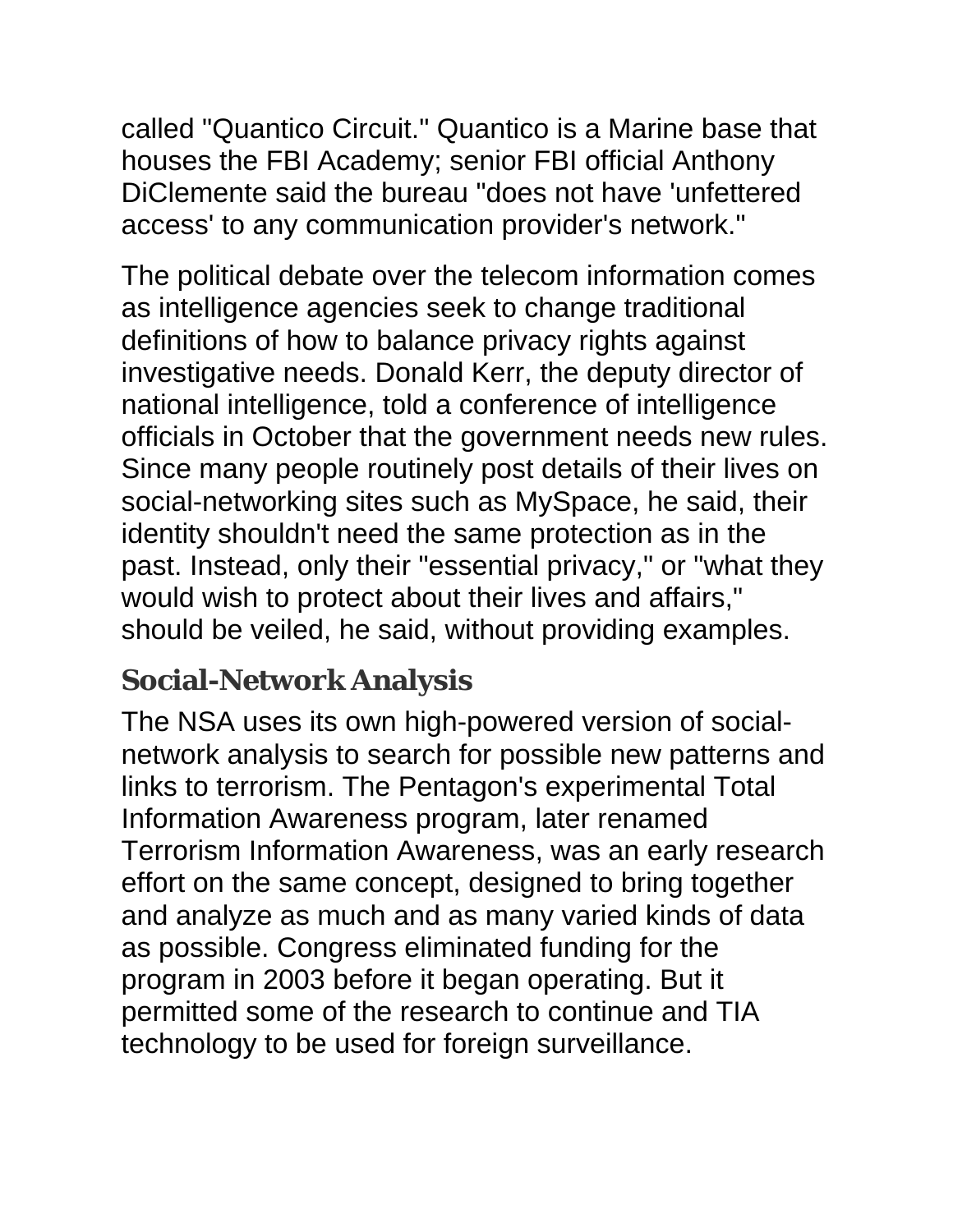called "Quantico Circuit." Quantico is a Marine base that houses the FBI Academy; senior FBI official Anthony DiClemente said the bureau "does not have 'unfettered access' to any communication provider's network."

The political debate over the telecom information comes as intelligence agencies seek to change traditional definitions of how to balance privacy rights against investigative needs. Donald Kerr, the deputy director of national intelligence, told a conference of intelligence officials in October that the government needs new rules. Since many people routinely post details of their lives on social-networking sites such as MySpace, he said, their identity shouldn't need the same protection as in the past. Instead, only their "essential privacy," or "what they would wish to protect about their lives and affairs," should be veiled, he said, without providing examples.

## Social-Network Analysis

The NSA uses its own high-powered version of social-network analysis to search for possible new patterns and links to terrorism. The Pentagon's experimental Total Information Awareness program, later renamed Terrorism Information Awareness, was an early research effort on the same concept, designed to bring together and analyze as much and as many varied kinds of data as possible. Congress eliminated funding for the program in 2003 before it began operating. But it permitted some of the research to continue and TIA technology to be used for foreign surveillance.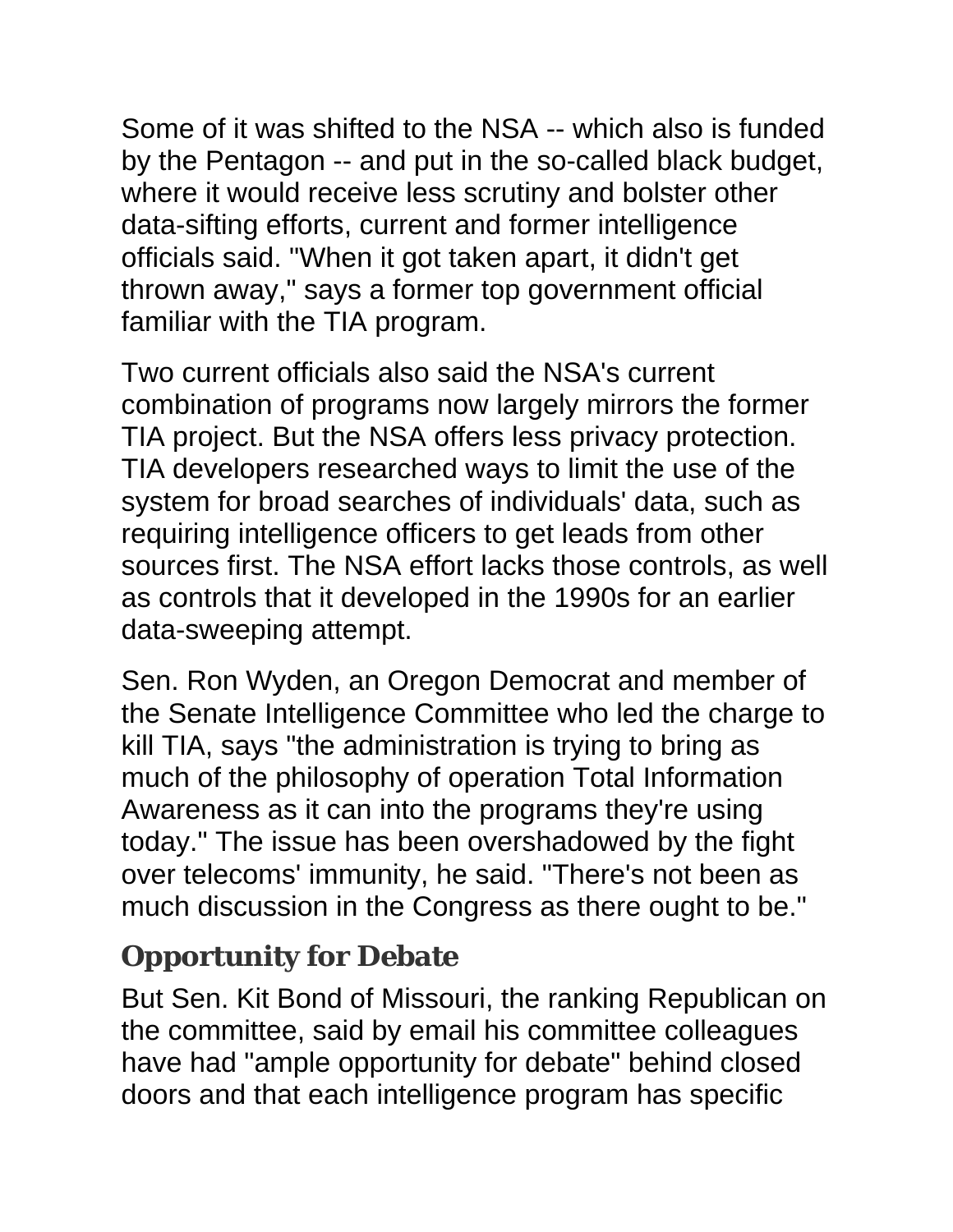Some of it was shifted to the NSA -- which also is funded by the Pentagon -- and put in the so-called black budget, where it would receive less scrutiny and bolster other data-sifting efforts, current and former intelligence officials said. "When it got taken apart, it didn't get thrown away," says a former top government official familiar with the TIA program.

Two current officials also said the NSA's current combination of programs now largely mirrors the former TIA project. But the NSA offers less privacy protection. TIA developers researched ways to limit the use of the system for broad searches of individuals' data, such as requiring intelligence officers to get leads from other sources first. The NSA effort lacks those controls, as well as controls that it developed in the 1990s for an earlier data-sweeping attempt.

Sen. Ron Wyden, an Oregon Democrat and member of the Senate Intelligence Committee who led the charge to kill TIA, says "the administration is trying to bring as much of the philosophy of operation Total Information Awareness as it can into the programs they're using today." The issue has been overshadowed by the fight over telecoms' immunity, he said. "There's not been as much discussion in the Congress as there ought to be."

## Opportunity for Debate

But Sen. Kit Bond of Missouri, the ranking Republican on the committee, said by email his committee colleagues have had "ample opportunity for debate" behind closed doors and that each intelligence program has specific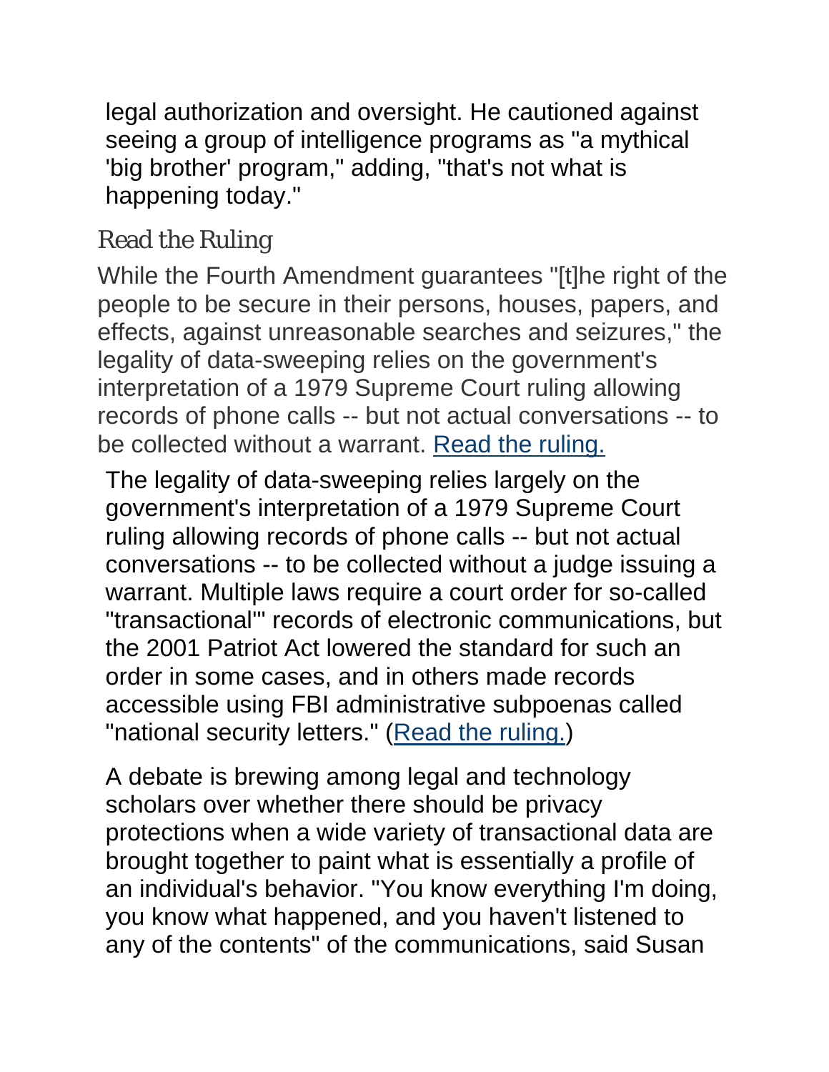legal authorization and oversight. He cautioned against seeing a group of intelligence programs as "a mythical 'big brother' program," adding, "that's not what is happening today."

### Read the Ruling

While the Fourth Amendment guarantees "[t]he right of the people to be secure in their persons, houses, papers, and effects, against unreasonable searches and seizures," the legality of data-sweeping relies on the government's interpretation of a 1979 Supreme Court ruling allowing records of phone calls -- but not actual conversations -- to be collected without a warrant. Read the ruling.

The legality of data-sweeping relies largely on the government's interpretation of a 1979 Supreme Court ruling allowing records of phone calls -- but not actual conversations -- to be collected without a judge issuing a warrant. Multiple laws require a court order for so-called "transactional'" records of electronic communications, but the 2001 Patriot Act lowered the standard for such an order in some cases, and in others made records accessible using FBI administrative subpoenas called "national security letters." (Read the ruling.)

A debate is brewing among legal and technology scholars over whether there should be privacy protections when a wide variety of transactional data are brought together to paint what is essentially a profile of an individual's behavior. "You know everything I'm doing, you know what happened, and you haven't listened to any of the contents" of the communications, said Susan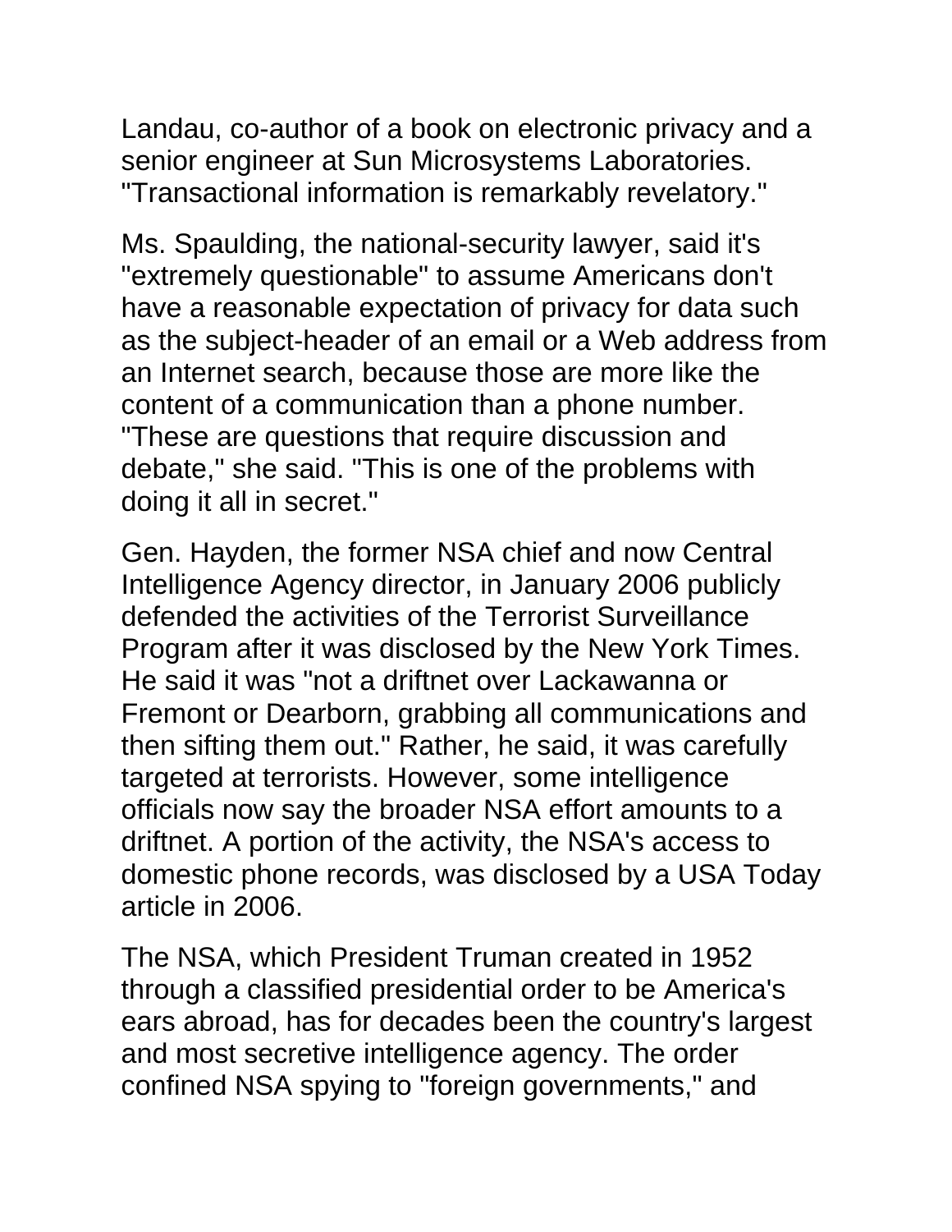Landau, co-author of a book on electronic privacy and a senior engineer at Sun Microsystems Laboratories. "Transactional information is remarkably revelatory."

Ms. Spaulding, the national-security lawyer, said it's "extremely questionable" to assume Americans don't have a reasonable expectation of privacy for data such as the subject-header of an email or a Web address from an Internet search, because those are more like the content of a communication than a phone number. "These are questions that require discussion and debate," she said. "This is one of the problems with doing it all in secret."

Gen. Hayden, the former NSA chief and now Central Intelligence Agency director, in January 2006 publicly defended the activities of the Terrorist Surveillance Program after it was disclosed by the New York Times. He said it was "not a driftnet over Lackawanna or Fremont or Dearborn, grabbing all communications and then sifting them out." Rather, he said, it was carefully targeted at terrorists. However, some intelligence officials now say the broader NSA effort amounts to a driftnet. A portion of the activity, the NSA's access to domestic phone records, was disclosed by a USA Today article in 2006.

The NSA, which President Truman created in 1952 through a classified presidential order to be America's ears abroad, has for decades been the country's largest and most secretive intelligence agency. The order confined NSA spying to "foreign governments," and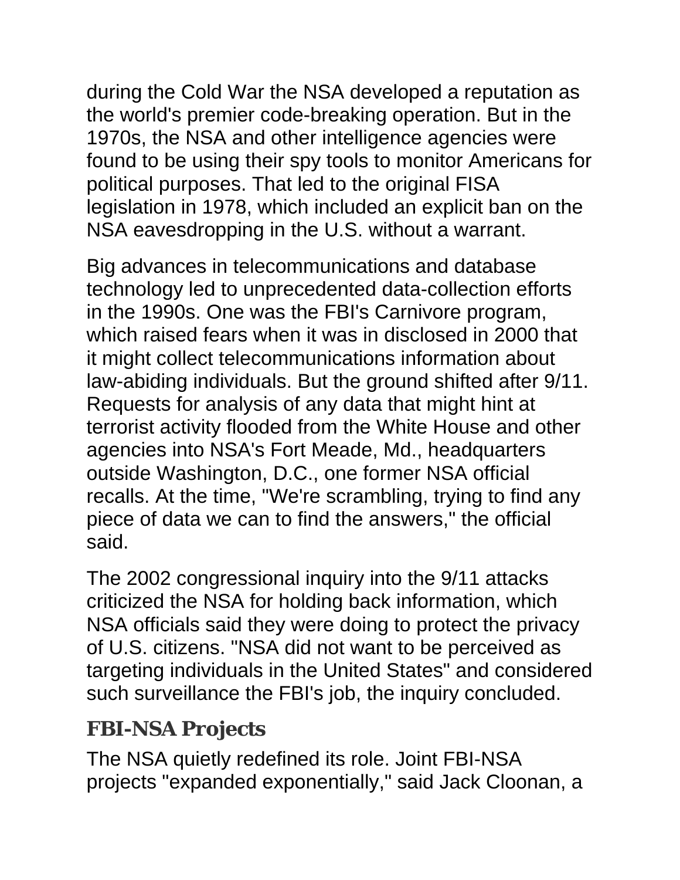during the Cold War the NSA developed a reputation as the world's premier code-breaking operation. But in the 1970s, the NSA and other intelligence agencies were found to be using their spy tools to monitor Americans for political purposes. That led to the original FISA legislation in 1978, which included an explicit ban on the NSA eavesdropping in the U.S. without a warrant.

Big advances in telecommunications and database technology led to unprecedented data-collection efforts in the 1990s. One was the FBI's Carnivore program, which raised fears when it was in disclosed in 2000 that it might collect telecommunications information about law-abiding individuals. But the ground shifted after 9/11. Requests for analysis of any data that might hint at terrorist activity flooded from the White House and other agencies into NSA's Fort Meade, Md., headquarters outside Washington, D.C., one former NSA official recalls. At the time, "We're scrambling, trying to find any piece of data we can to find the answers," the official said.

The 2002 congressional inquiry into the 9/11 attacks criticized the NSA for holding back information, which NSA officials said they were doing to protect the privacy of U.S. citizens. "NSA did not want to be perceived as targeting individuals in the United States" and considered such surveillance the FBI's job, the inquiry concluded.

## FBI-NSA Projects

The NSA quietly redefined its role. Joint FBI-NSA projects "expanded exponentially," said Jack Cloonan, a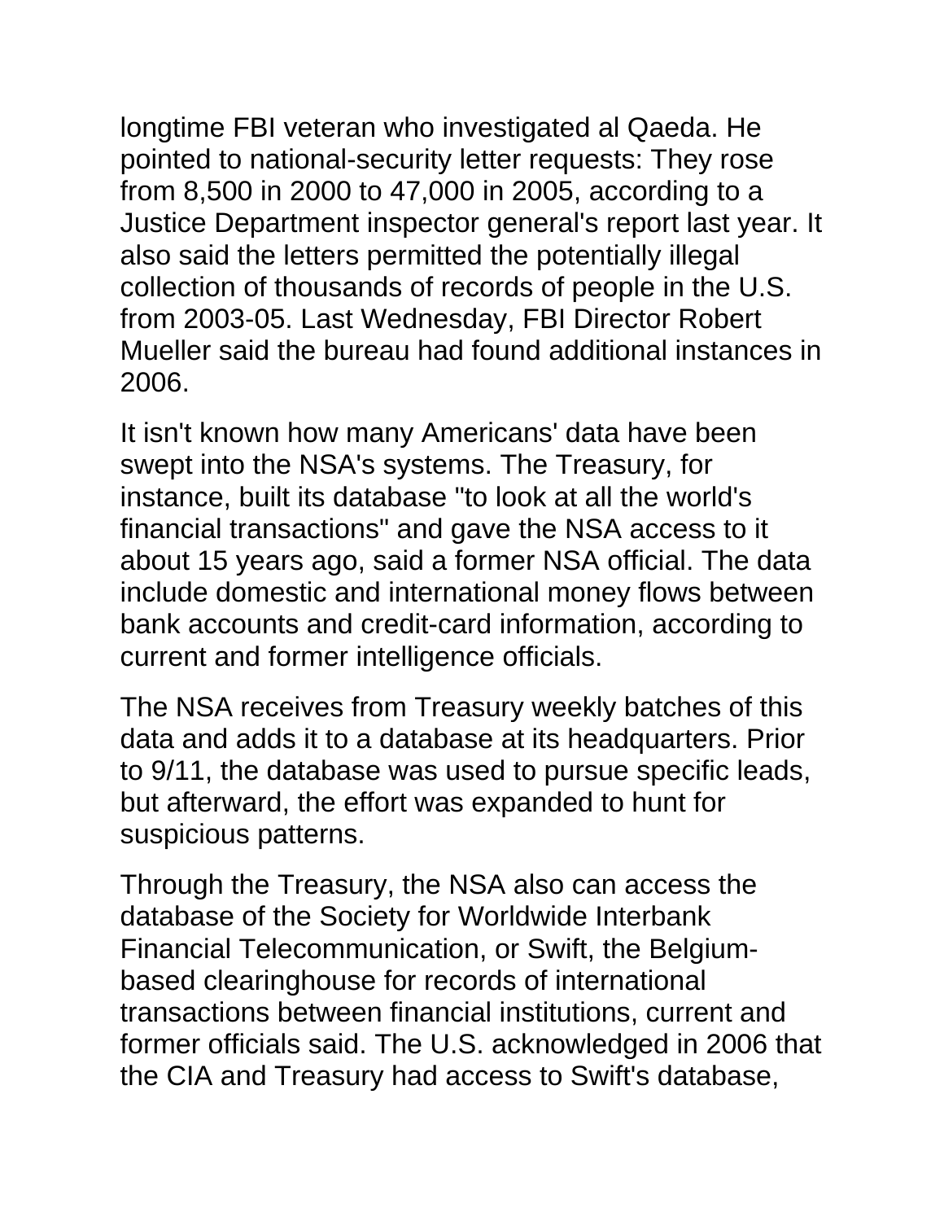longtime FBI veteran who investigated al Qaeda. He pointed to national-security letter requests: They rose from 8,500 in 2000 to 47,000 in 2005, according to a Justice Department inspector general's report last year. It also said the letters permitted the potentially illegal collection of thousands of records of people in the U.S. from 2003-05. Last Wednesday, FBI Director Robert Mueller said the bureau had found additional instances in 2006.

It isn't known how many Americans' data have been swept into the NSA's systems. The Treasury, for instance, built its database "to look at all the world's financial transactions" and gave the NSA access to it about 15 years ago, said a former NSA official. The data include domestic and international money flows between bank accounts and credit-card information, according to current and former intelligence officials.

The NSA receives from Treasury weekly batches of this data and adds it to a database at its headquarters. Prior to 9/11, the database was used to pursue specific leads, but afterward, the effort was expanded to hunt for suspicious patterns.

Through the Treasury, the NSA also can access the database of the Society for Worldwide Interbank Financial Telecommunication, or Swift, the Belgium-based clearinghouse for records of international transactions between financial institutions, current and former officials said. The U.S. acknowledged in 2006 that the CIA and Treasury had access to Swift's database,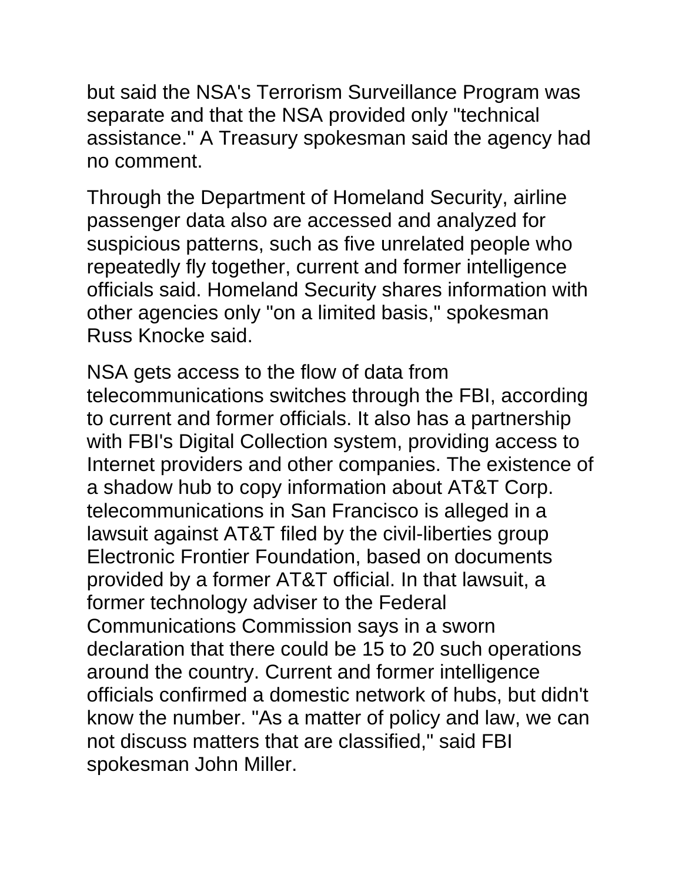but said the NSA's Terrorism Surveillance Program was separate and that the NSA provided only "technical assistance." A Treasury spokesman said the agency had no comment.

Through the Department of Homeland Security, airline passenger data also are accessed and analyzed for suspicious patterns, such as five unrelated people who repeatedly fly together, current and former intelligence officials said. Homeland Security shares information with other agencies only "on a limited basis," spokesman Russ Knocke said.

NSA gets access to the flow of data from telecommunications switches through the FBI, according to current and former officials. It also has a partnership with FBI's Digital Collection system, providing access to Internet providers and other companies. The existence of a shadow hub to copy information about AT&T Corp. telecommunications in San Francisco is alleged in a lawsuit against AT&T filed by the civil-liberties group Electronic Frontier Foundation, based on documents provided by a former AT&T official. In that lawsuit, a former technology adviser to the Federal Communications Commission says in a sworn declaration that there could be 15 to 20 such operations around the country. Current and former intelligence officials confirmed a domestic network of hubs, but didn't know the number. "As a matter of policy and law, we can not discuss matters that are classified," said FBI spokesman John Miller.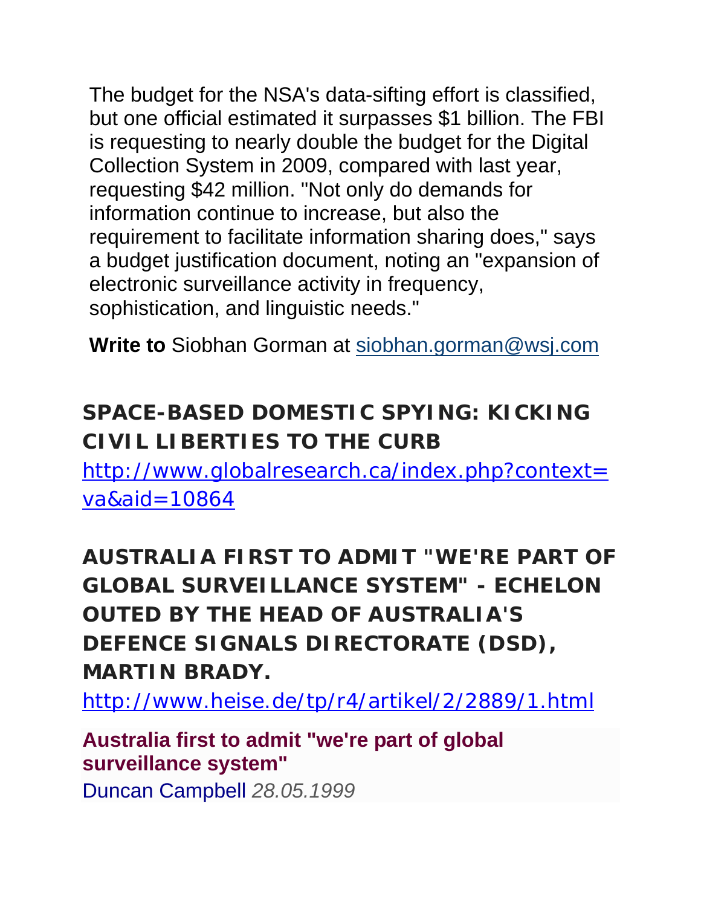The budget for the NSA's data-sifting effort is classified, but one official estimated it surpasses $1 billion. The FBI is requesting to nearly double the budget for the Digital Collection System in 2009, compared with last year, requesting $42 million. "Not only do demands for information continue to increase, but also the requirement to facilitate information sharing does," says a budget justification document, noting an "expansion of electronic surveillance activity in frequency, sophistication, and linguistic needs."

**Write to** Siobhan Gorman at [siobhan.gorman@wsj.com](mailto:siobhan.gorman@wsj.com)

## SPACE-BASED DOMESTIC SPYING: KICKING CIVIL LIBERTIES TO THE CURB

[http://www.globalresearch.ca/index.php?context=va&aid=10864](http://www.globalresearch.ca/index.php?context=va&aid=10864)

## AUSTRALIA FIRST TO ADMIT "WE'RE PART OF GLOBAL SURVEILLANCE SYSTEM" - ECHELON OUTED BY THE HEAD OF AUSTRALIA'S DEFENCE SIGNALS DIRECTORATE (DSD), MARTIN BRADY.

[http://www.heise.de/tp/r4/artikel/2/2889/1.html](http://www.heise.de/tp/r4/artikel/2/2889/1.html)

### Australia first to admit "we're part of global surveillance system"

Duncan Campbell *28.05.1999*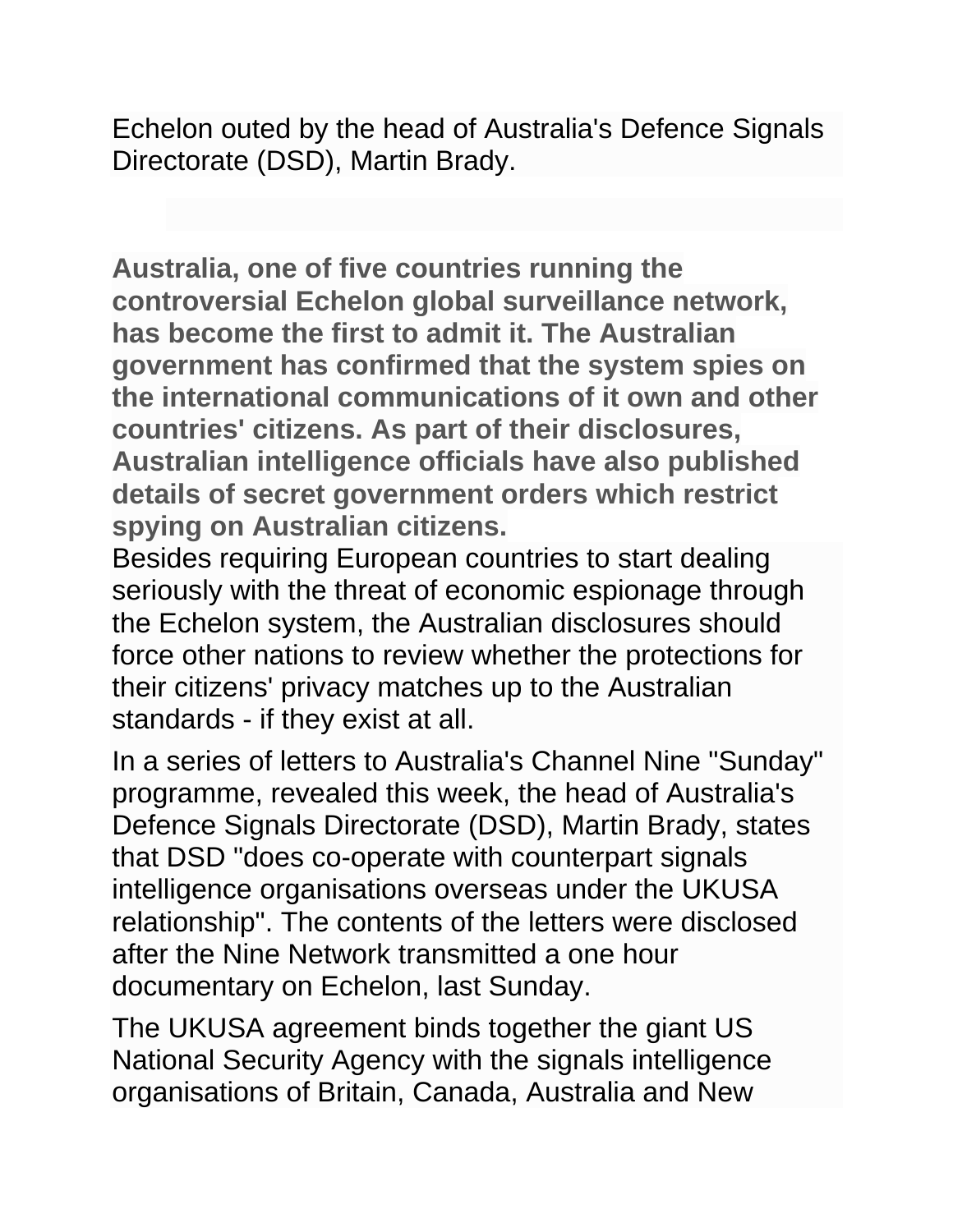Echelon outed by the head of Australia's Defence Signals Directorate (DSD), Martin Brady.

**Australia, one of five countries running the controversial Echelon global surveillance network, has become the first to admit it. The Australian government has confirmed that the system spies on the international communications of it own and other countries' citizens. As part of their disclosures, Australian intelligence officials have also published details of secret government orders which restrict spying on Australian citizens.**

Besides requiring European countries to start dealing seriously with the threat of economic espionage through the Echelon system, the Australian disclosures should force other nations to review whether the protections for their citizens' privacy matches up to the Australian standards - if they exist at all.

In a series of letters to Australia's Channel Nine "Sunday" programme, revealed this week, the head of Australia's Defence Signals Directorate (DSD), Martin Brady, states that DSD "does co-operate with counterpart signals intelligence organisations overseas under the UKUSA relationship". The contents of the letters were disclosed after the Nine Network transmitted a one hour documentary on Echelon, last Sunday.

The UKUSA agreement binds together the giant US National Security Agency with the signals intelligence organisations of Britain, Canada, Australia and New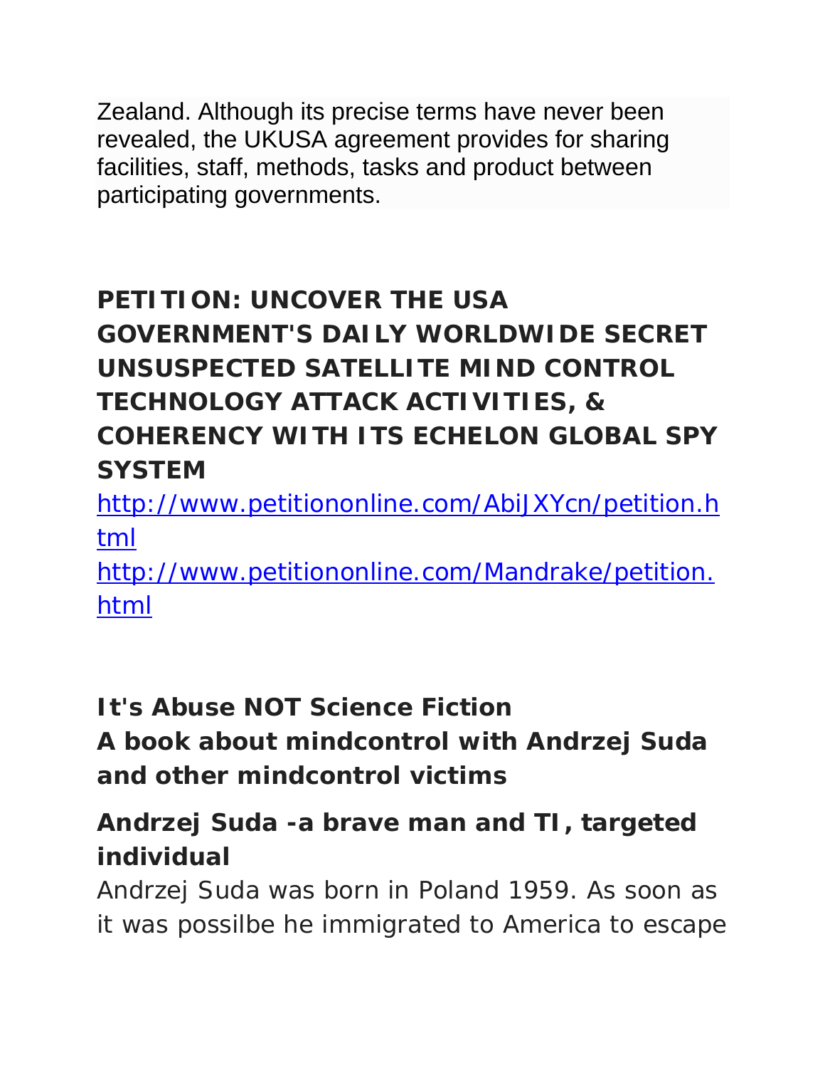Zealand. Although its precise terms have never been revealed, the UKUSA agreement provides for sharing facilities, staff, methods, tasks and product between participating governments.

## PETITION: UNCOVER THE USA GOVERNMENT'S DAILY WORLDWIDE SECRET UNSUSPECTED SATELLITE MIND CONTROL TECHNOLOGY ATTACK ACTIVITIES, & COHERENCY WITH ITS ECHELON GLOBAL SPY SYSTEM

http://www.petitiononline.com/AbiJXYcn/petition.html

http://www.petitiononline.com/Mandrake/petition.html

## It's Abuse NOT Science Fiction
## A book about mindcontrol with Andrzej Suda and other mindcontrol victims

### Andrzej Suda -a brave man and TI, targeted individual

Andrzej Suda was born in Poland 1959. As soon as it was possilbe he immigrated to America to escape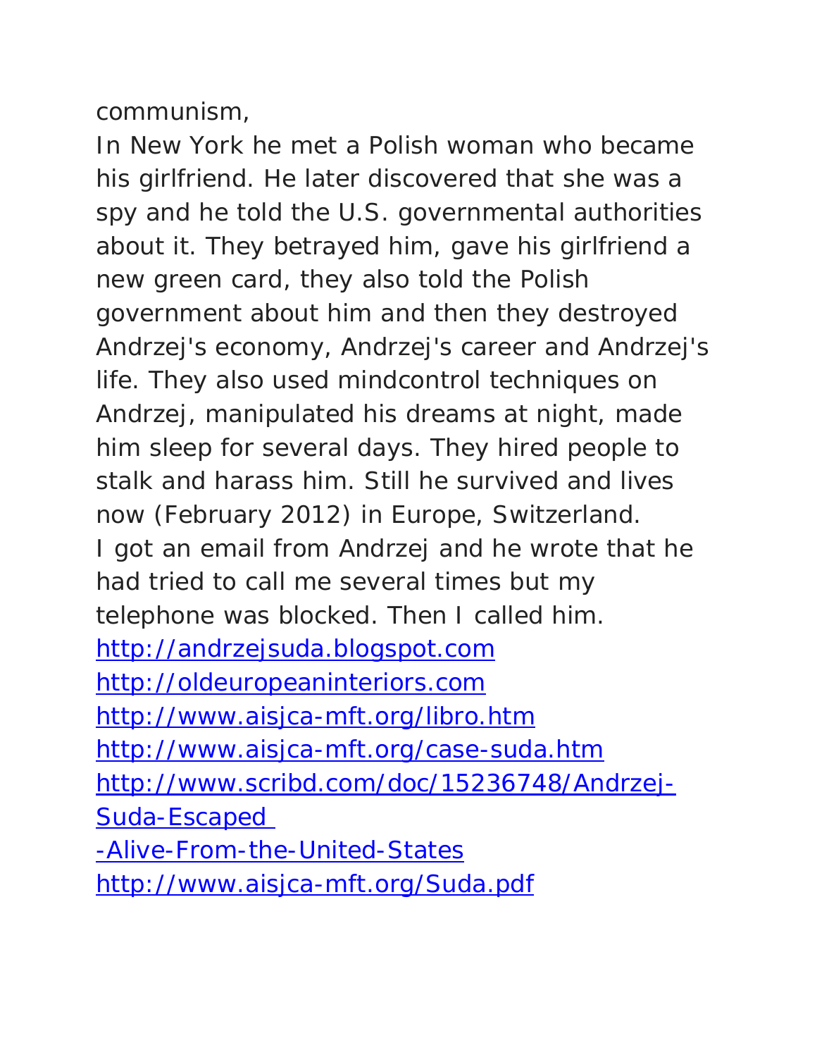communism,

In New York he met a Polish woman who became his girlfriend. He later discovered that she was a spy and he told the U.S. governmental authorities about it. They betrayed him, gave his girlfriend a new green card, they also told the Polish government about him and then they destroyed Andrzej's economy, Andrzej's career and Andrzej's life. They also used mindcontrol techniques on Andrzej, manipulated his dreams at night, made him sleep for several days. They hired people to stalk and harass him. Still he survived and lives now (February 2012) in Europe, Switzerland.

I got an email from Andrzej and he wrote that he had tried to call me several times but my telephone was blocked. Then I called him.

http://andrzejsuda.blogspot.com
http://oldeuropeaninteriors.com
http://www.aisjca-mft.org/libro.htm
http://www.aisjca-mft.org/case-suda.htm
http://www.scribd.com/doc/15236748/Andrzej-Suda-Escaped-Alive-From-the-United-States
http://www.aisjca-mft.org/Suda.pdf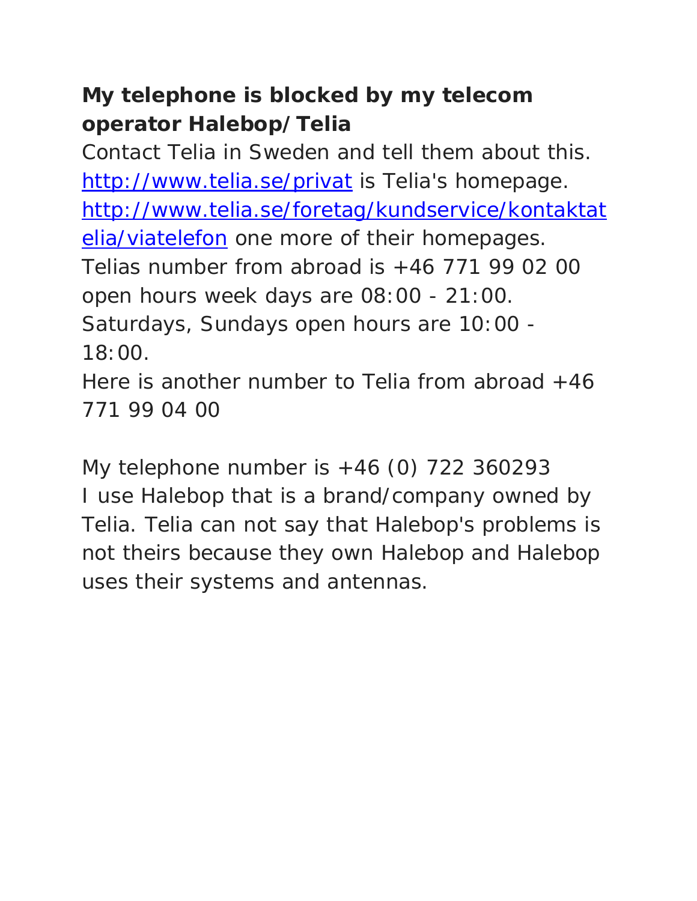**My telephone is blocked by my telecom operator Halebop/ Telia**

Contact Telia in Sweden and tell them about this.
http://www.telia.se/privat is Telia's homepage.
http://www.telia.se/foretag/kundservice/kontaktatelia/viatelefon one more of their homepages.
Telias number from abroad is +46 771 99 02 00 open hours week days are 08:00 - 21:00.
Saturdays, Sundays open hours are 10:00 - 18:00.
Here is another number to Telia from abroad +46 771 99 04 00

My telephone number is +46 (0) 722 360293
I use Halebop that is a brand/company owned by Telia. Telia can not say that Halebop's problems is not theirs because they own Halebop and Halebop uses their systems and antennas.